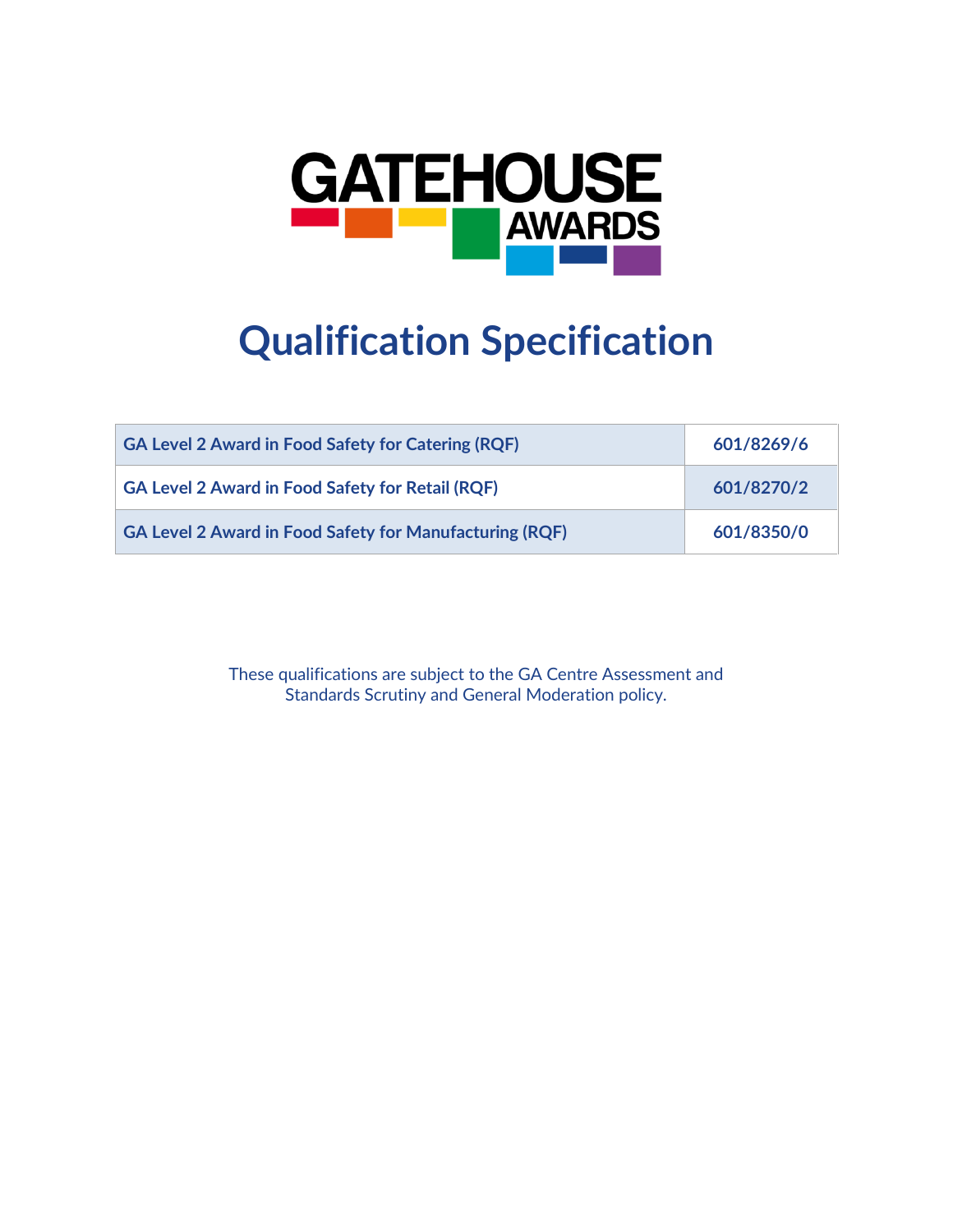# GATEHOUSE AWARDS

# Qualification Specification

| GA Level 2 Award in Food Safety for Catering (RQF) | 601/8269/6 |
|---|---|
| GA Level 2 Award in Food Safety for Retail (RQF) | 601/8270/2 |
| GA Level 2 Award in Food Safety for Manufacturing (RQF) | 601/8350/0 |

These qualifications are subject to the GA Centre Assessment and Standards Scrutiny and General Moderation policy.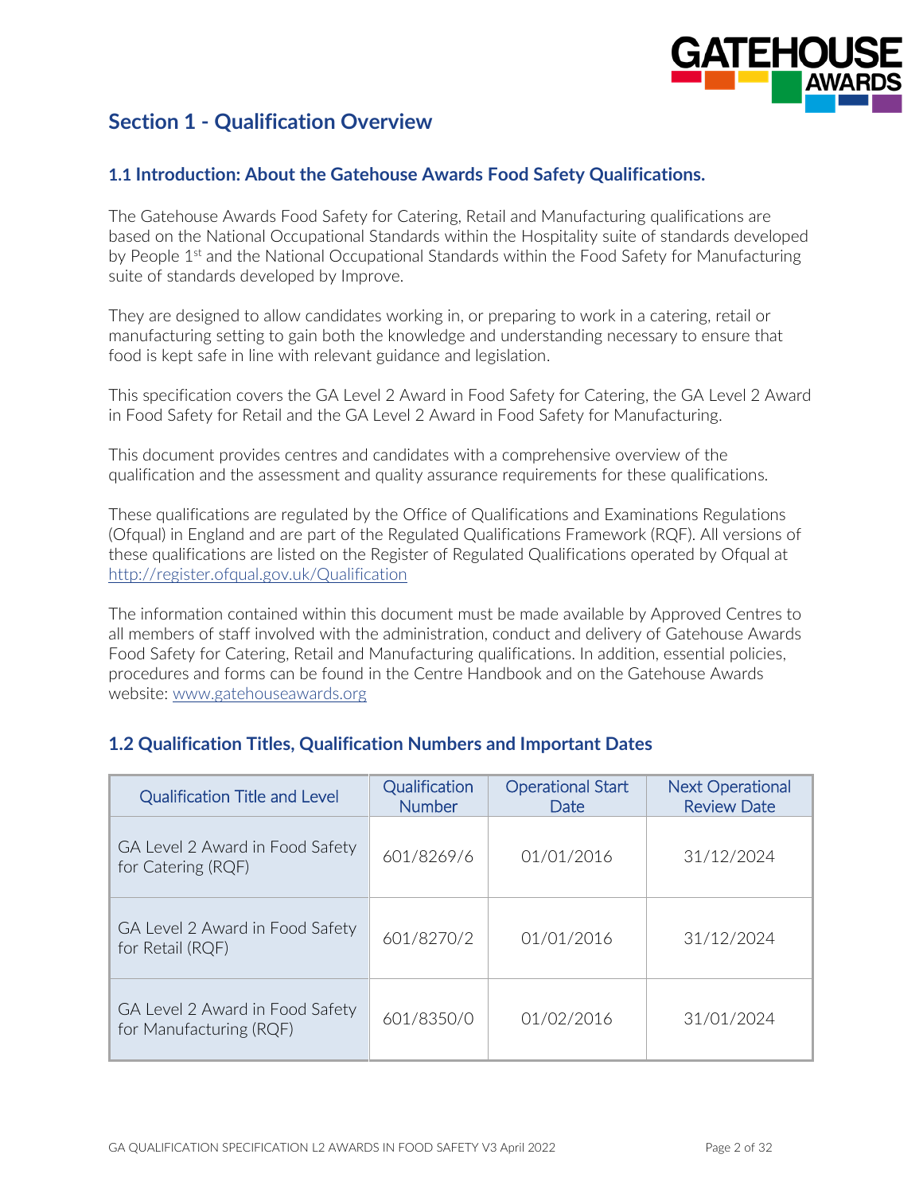## Section 1 - Qualification Overview

### 1.1 Introduction: About the Gatehouse Awards Food Safety Qualifications.

The Gatehouse Awards Food Safety for Catering, Retail and Manufacturing qualifications are based on the National Occupational Standards within the Hospitality suite of standards developed by People 1st and the National Occupational Standards within the Food Safety for Manufacturing suite of standards developed by Improve.

They are designed to allow candidates working in, or preparing to work in a catering, retail or manufacturing setting to gain both the knowledge and understanding necessary to ensure that food is kept safe in line with relevant guidance and legislation.

This specification covers the GA Level 2 Award in Food Safety for Catering, the GA Level 2 Award in Food Safety for Retail and the GA Level 2 Award in Food Safety for Manufacturing.

This document provides centres and candidates with a comprehensive overview of the qualification and the assessment and quality assurance requirements for these qualifications.

These qualifications are regulated by the Office of Qualifications and Examinations Regulations (Ofqual) in England and are part of the Regulated Qualifications Framework (RQF). All versions of these qualifications are listed on the Register of Regulated Qualifications operated by Ofqual at http://register.ofqual.gov.uk/Qualification

The information contained within this document must be made available by Approved Centres to all members of staff involved with the administration, conduct and delivery of Gatehouse Awards Food Safety for Catering, Retail and Manufacturing qualifications. In addition, essential policies, procedures and forms can be found in the Centre Handbook and on the Gatehouse Awards website: www.gatehouseawards.org

### 1.2 Qualification Titles, Qualification Numbers and Important Dates

| Qualification Title and Level | Qualification Number | Operational Start Date | Next Operational Review Date |
|---|---|---|---|
| GA Level 2 Award in Food Safety for Catering (RQF) | 601/8269/6 | 01/01/2016 | 31/12/2024 |
| GA Level 2 Award in Food Safety for Retail (RQF) | 601/8270/2 | 01/01/2016 | 31/12/2024 |
| GA Level 2 Award in Food Safety for Manufacturing (RQF) | 601/8350/0 | 01/02/2016 | 31/01/2024 |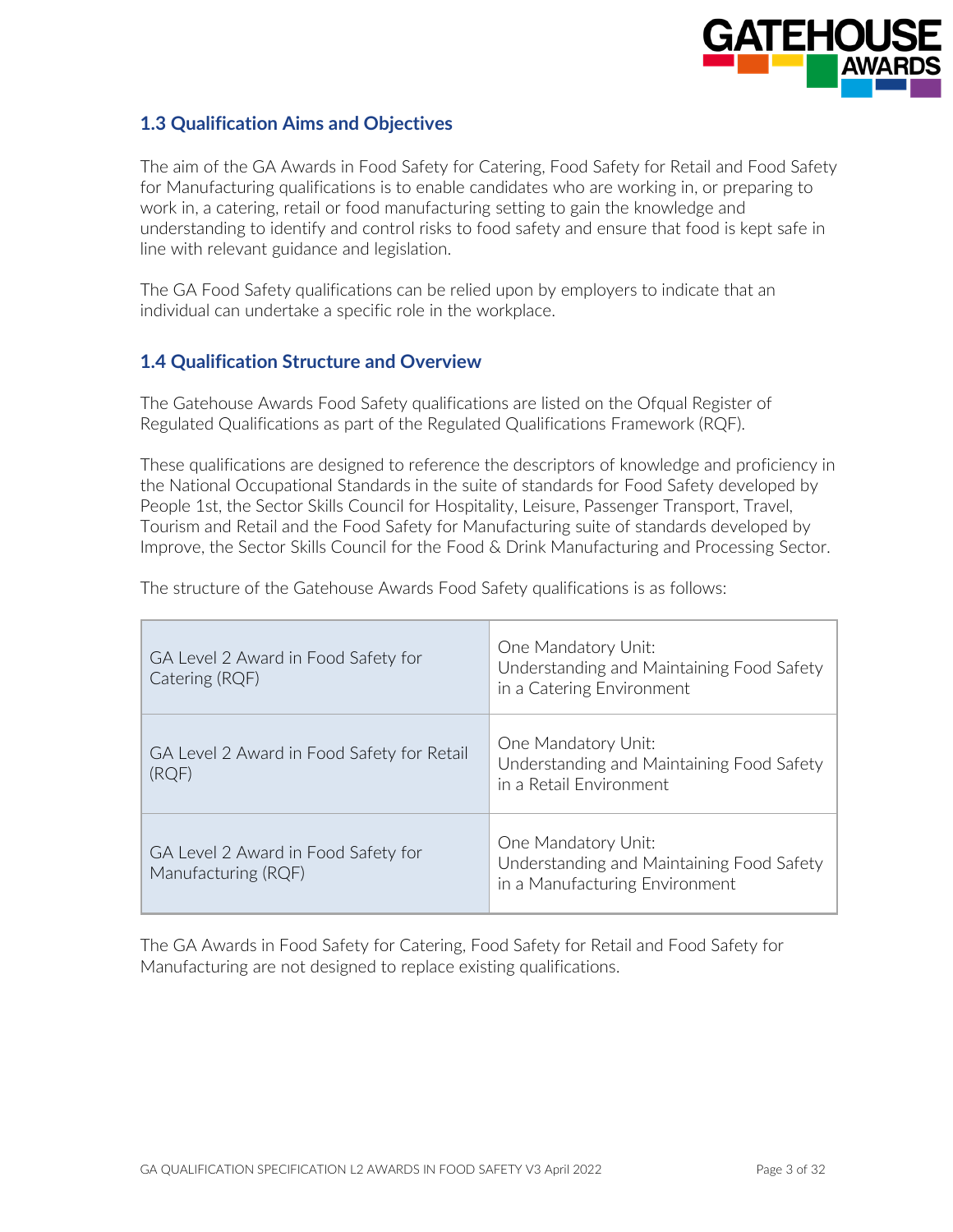## 1.3 Qualification Aims and Objectives

The aim of the GA Awards in Food Safety for Catering, Food Safety for Retail and Food Safety for Manufacturing qualifications is to enable candidates who are working in, or preparing to work in, a catering, retail or food manufacturing setting to gain the knowledge and understanding to identify and control risks to food safety and ensure that food is kept safe in line with relevant guidance and legislation.

The GA Food Safety qualifications can be relied upon by employers to indicate that an individual can undertake a specific role in the workplace.

## 1.4 Qualification Structure and Overview

The Gatehouse Awards Food Safety qualifications are listed on the Ofqual Register of Regulated Qualifications as part of the Regulated Qualifications Framework (RQF).

These qualifications are designed to reference the descriptors of knowledge and proficiency in the National Occupational Standards in the suite of standards for Food Safety developed by People 1st, the Sector Skills Council for Hospitality, Leisure, Passenger Transport, Travel, Tourism and Retail and the Food Safety for Manufacturing suite of standards developed by Improve, the Sector Skills Council for the Food & Drink Manufacturing and Processing Sector.

The structure of the Gatehouse Awards Food Safety qualifications is as follows:

| Qualification | Unit |
|---|---|
| GA Level 2 Award in Food Safety for Catering (RQF) | One Mandatory Unit: Understanding and Maintaining Food Safety in a Catering Environment |
| GA Level 2 Award in Food Safety for Retail (RQF) | One Mandatory Unit: Understanding and Maintaining Food Safety in a Retail Environment |
| GA Level 2 Award in Food Safety for Manufacturing (RQF) | One Mandatory Unit: Understanding and Maintaining Food Safety in a Manufacturing Environment |

The GA Awards in Food Safety for Catering, Food Safety for Retail and Food Safety for Manufacturing are not designed to replace existing qualifications.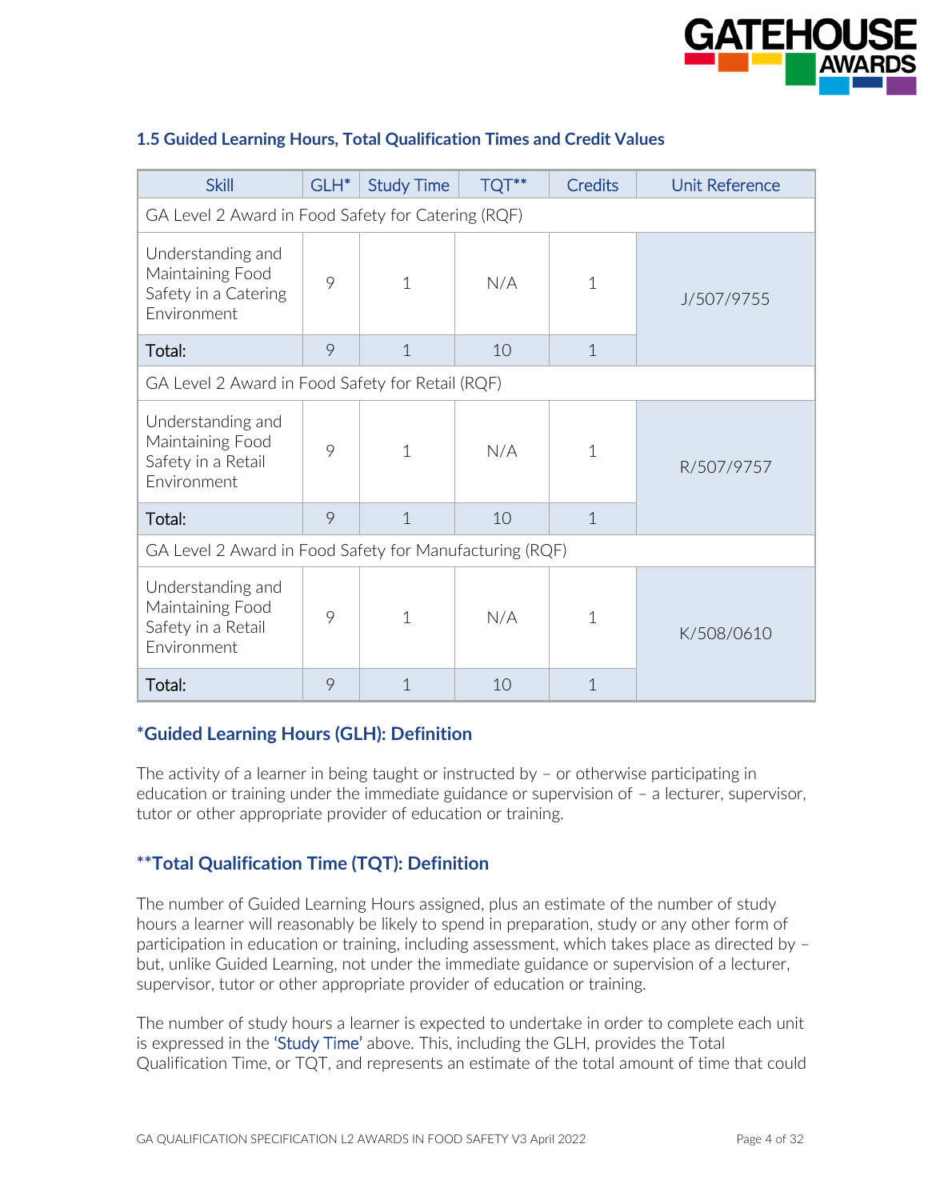### 1.5 Guided Learning Hours, Total Qualification Times and Credit Values

| Skill | GLH* | Study Time | TQT** | Credits | Unit Reference |
|---|---|---|---|---|---|
| GA Level 2 Award in Food Safety for Catering (RQF) | | | | | |
| Understanding and Maintaining Food Safety in a Catering Environment | 9 | 1 | N/A | 1 | J/507/9755 |
| Total: | 9 | 1 | 10 | 1 | |
| GA Level 2 Award in Food Safety for Retail (RQF) | | | | | |
| Understanding and Maintaining Food Safety in a Retail Environment | 9 | 1 | N/A | 1 | R/507/9757 |
| Total: | 9 | 1 | 10 | 1 | |
| GA Level 2 Award in Food Safety for Manufacturing (RQF) | | | | | |
| Understanding and Maintaining Food Safety in a Retail Environment | 9 | 1 | N/A | 1 | K/508/0610 |
| Total: | 9 | 1 | 10 | 1 | |

### *Guided Learning Hours (GLH): Definition

The activity of a learner in being taught or instructed by – or otherwise participating in education or training under the immediate guidance or supervision of – a lecturer, supervisor, tutor or other appropriate provider of education or training.

### **Total Qualification Time (TQT): Definition

The number of Guided Learning Hours assigned, plus an estimate of the number of study hours a learner will reasonably be likely to spend in preparation, study or any other form of participation in education or training, including assessment, which takes place as directed by – but, unlike Guided Learning, not under the immediate guidance or supervision of a lecturer, supervisor, tutor or other appropriate provider of education or training.

The number of study hours a learner is expected to undertake in order to complete each unit is expressed in the 'Study Time' above. This, including the GLH, provides the Total Qualification Time, or TQT, and represents an estimate of the total amount of time that could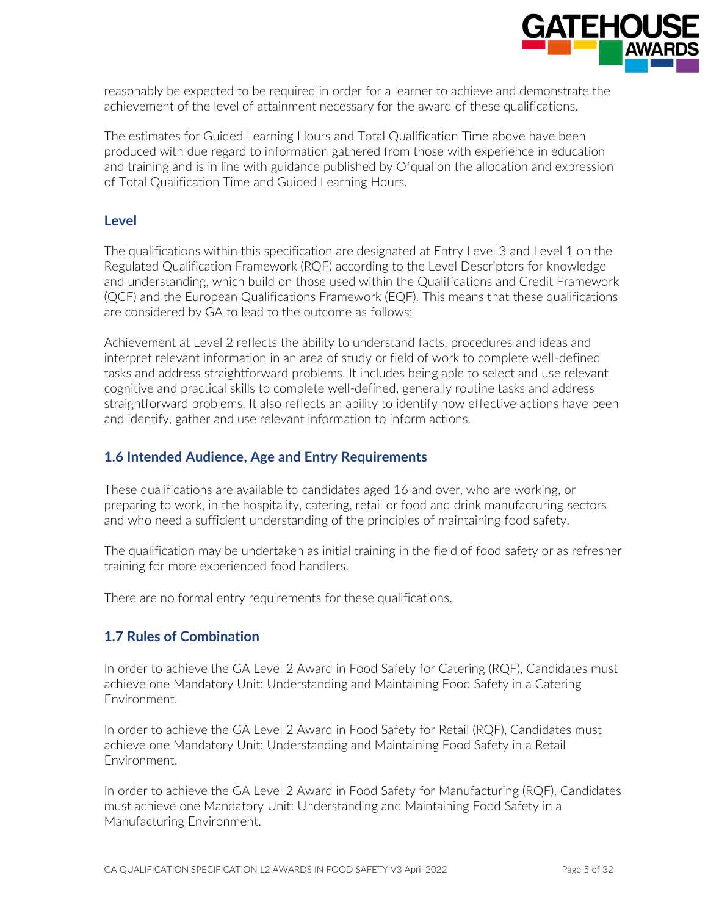reasonably be expected to be required in order for a learner to achieve and demonstrate the achievement of the level of attainment necessary for the award of these qualifications.

The estimates for Guided Learning Hours and Total Qualification Time above have been produced with due regard to information gathered from those with experience in education and training and is in line with guidance published by Ofqual on the allocation and expression of Total Qualification Time and Guided Learning Hours.

### Level

The qualifications within this specification are designated at Entry Level 3 and Level 1 on the Regulated Qualification Framework (RQF) according to the Level Descriptors for knowledge and understanding, which build on those used within the Qualifications and Credit Framework (QCF) and the European Qualifications Framework (EQF). This means that these qualifications are considered by GA to lead to the outcome as follows:

Achievement at Level 2 reflects the ability to understand facts, procedures and ideas and interpret relevant information in an area of study or field of work to complete well-defined tasks and address straightforward problems. It includes being able to select and use relevant cognitive and practical skills to complete well-defined, generally routine tasks and address straightforward problems. It also reflects an ability to identify how effective actions have been and identify, gather and use relevant information to inform actions.

### 1.6 Intended Audience, Age and Entry Requirements

These qualifications are available to candidates aged 16 and over, who are working, or preparing to work, in the hospitality, catering, retail or food and drink manufacturing sectors and who need a sufficient understanding of the principles of maintaining food safety.

The qualification may be undertaken as initial training in the field of food safety or as refresher training for more experienced food handlers.

There are no formal entry requirements for these qualifications.

### 1.7 Rules of Combination

In order to achieve the GA Level 2 Award in Food Safety for Catering (RQF), Candidates must achieve one Mandatory Unit: Understanding and Maintaining Food Safety in a Catering Environment.

In order to achieve the GA Level 2 Award in Food Safety for Retail (RQF), Candidates must achieve one Mandatory Unit: Understanding and Maintaining Food Safety in a Retail Environment.

In order to achieve the GA Level 2 Award in Food Safety for Manufacturing (RQF), Candidates must achieve one Mandatory Unit: Understanding and Maintaining Food Safety in a Manufacturing Environment.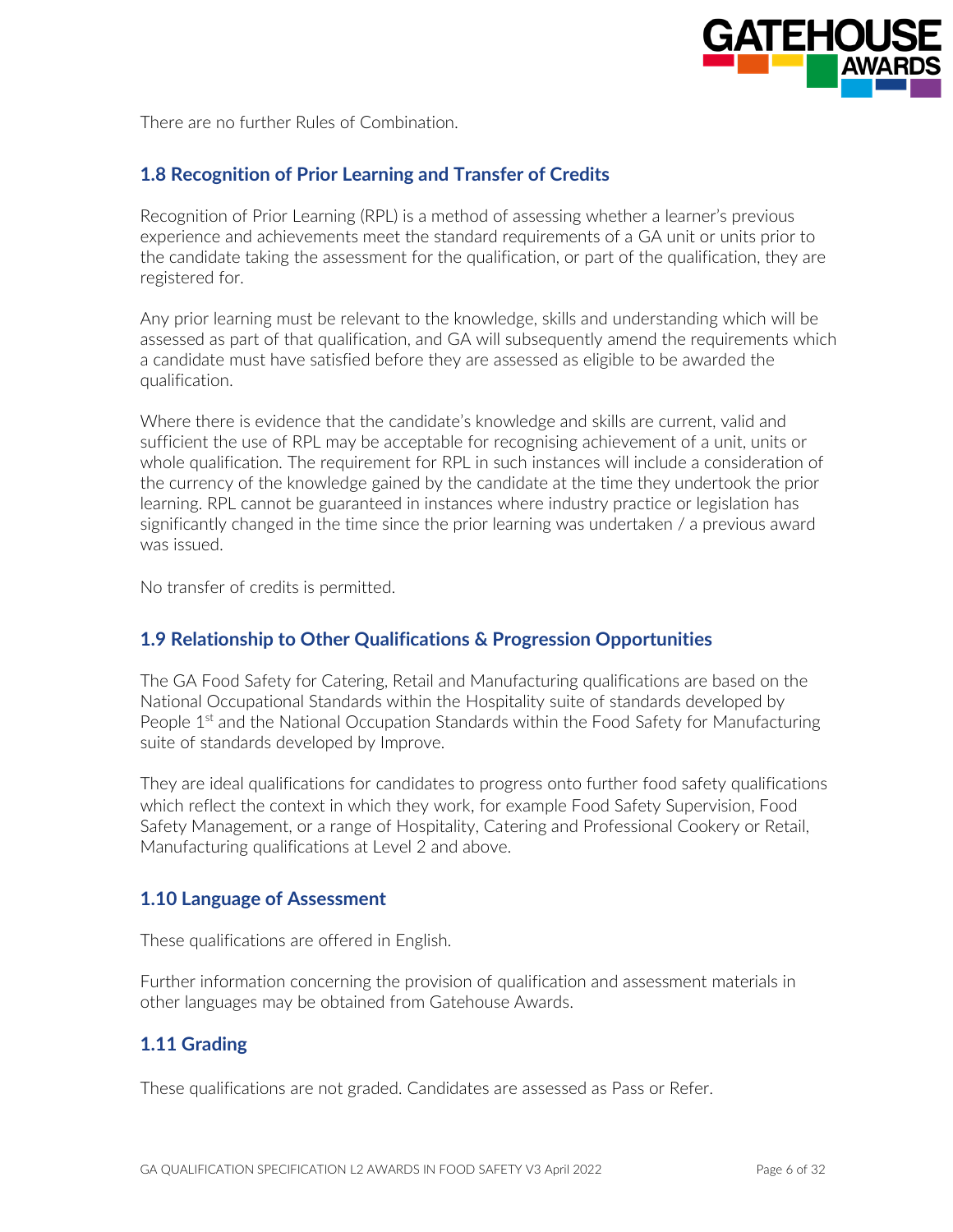There are no further Rules of Combination.

## 1.8 Recognition of Prior Learning and Transfer of Credits

Recognition of Prior Learning (RPL) is a method of assessing whether a learner's previous experience and achievements meet the standard requirements of a GA unit or units prior to the candidate taking the assessment for the qualification, or part of the qualification, they are registered for.

Any prior learning must be relevant to the knowledge, skills and understanding which will be assessed as part of that qualification, and GA will subsequently amend the requirements which a candidate must have satisfied before they are assessed as eligible to be awarded the qualification.

Where there is evidence that the candidate's knowledge and skills are current, valid and sufficient the use of RPL may be acceptable for recognising achievement of a unit, units or whole qualification. The requirement for RPL in such instances will include a consideration of the currency of the knowledge gained by the candidate at the time they undertook the prior learning. RPL cannot be guaranteed in instances where industry practice or legislation has significantly changed in the time since the prior learning was undertaken / a previous award was issued.

No transfer of credits is permitted.

## 1.9 Relationship to Other Qualifications & Progression Opportunities

The GA Food Safety for Catering, Retail and Manufacturing qualifications are based on the National Occupational Standards within the Hospitality suite of standards developed by People 1st and the National Occupation Standards within the Food Safety for Manufacturing suite of standards developed by Improve.

They are ideal qualifications for candidates to progress onto further food safety qualifications which reflect the context in which they work, for example Food Safety Supervision, Food Safety Management, or a range of Hospitality, Catering and Professional Cookery or Retail, Manufacturing qualifications at Level 2 and above.

## 1.10 Language of Assessment

These qualifications are offered in English.

Further information concerning the provision of qualification and assessment materials in other languages may be obtained from Gatehouse Awards.

## 1.11 Grading

These qualifications are not graded. Candidates are assessed as Pass or Refer.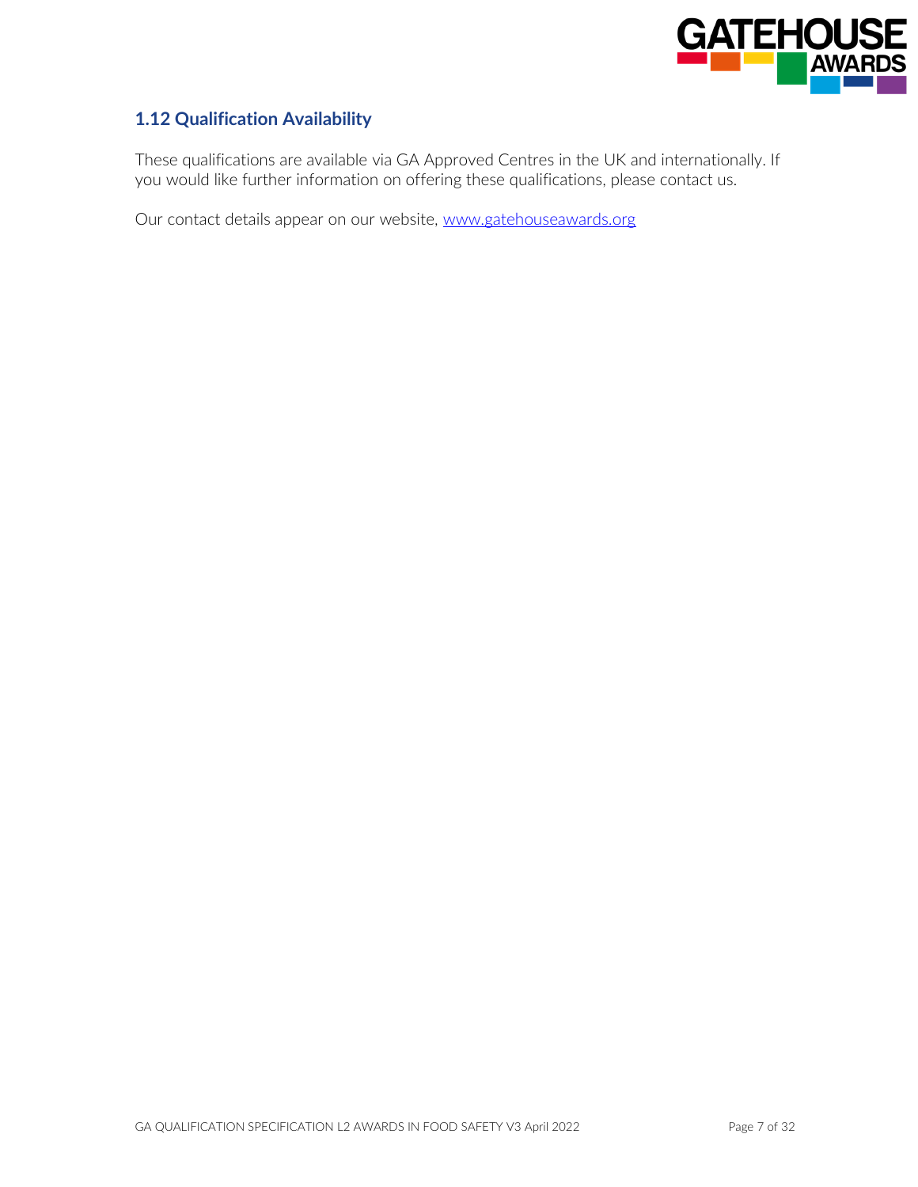## 1.12 Qualification Availability

These qualifications are available via GA Approved Centres in the UK and internationally. If you would like further information on offering these qualifications, please contact us.

Our contact details appear on our website, [www.gatehouseawards.org](http://www.gatehouseawards.org)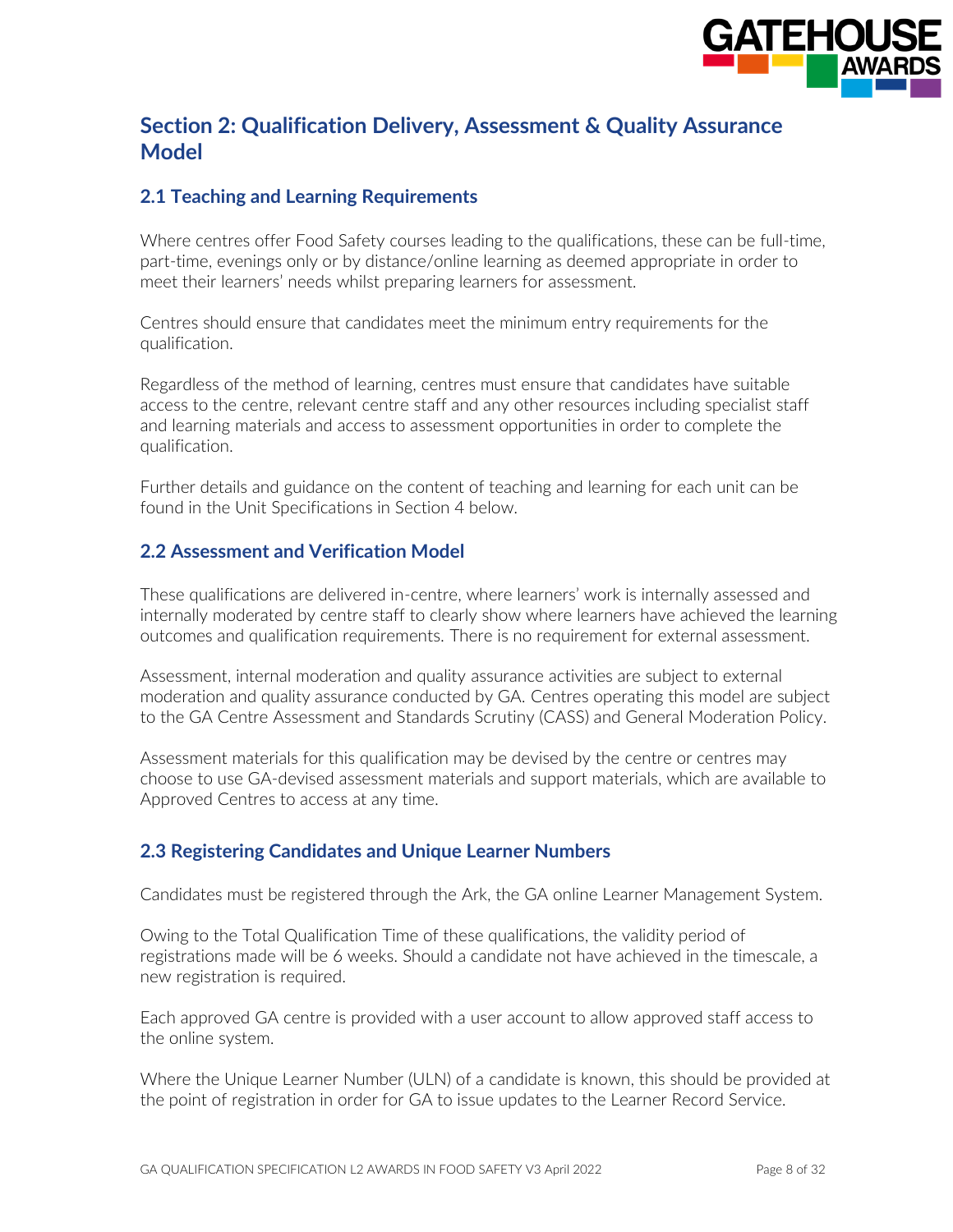## Section 2: Qualification Delivery, Assessment & Quality Assurance Model

### 2.1 Teaching and Learning Requirements

Where centres offer Food Safety courses leading to the qualifications, these can be full-time, part-time, evenings only or by distance/online learning as deemed appropriate in order to meet their learners' needs whilst preparing learners for assessment.

Centres should ensure that candidates meet the minimum entry requirements for the qualification.

Regardless of the method of learning, centres must ensure that candidates have suitable access to the centre, relevant centre staff and any other resources including specialist staff and learning materials and access to assessment opportunities in order to complete the qualification.

Further details and guidance on the content of teaching and learning for each unit can be found in the Unit Specifications in Section 4 below.

### 2.2 Assessment and Verification Model

These qualifications are delivered in-centre, where learners' work is internally assessed and internally moderated by centre staff to clearly show where learners have achieved the learning outcomes and qualification requirements. There is no requirement for external assessment.

Assessment, internal moderation and quality assurance activities are subject to external moderation and quality assurance conducted by GA. Centres operating this model are subject to the GA Centre Assessment and Standards Scrutiny (CASS) and General Moderation Policy.

Assessment materials for this qualification may be devised by the centre or centres may choose to use GA-devised assessment materials and support materials, which are available to Approved Centres to access at any time.

### 2.3 Registering Candidates and Unique Learner Numbers

Candidates must be registered through the Ark, the GA online Learner Management System.

Owing to the Total Qualification Time of these qualifications, the validity period of registrations made will be 6 weeks. Should a candidate not have achieved in the timescale, a new registration is required.

Each approved GA centre is provided with a user account to allow approved staff access to the online system.

Where the Unique Learner Number (ULN) of a candidate is known, this should be provided at the point of registration in order for GA to issue updates to the Learner Record Service.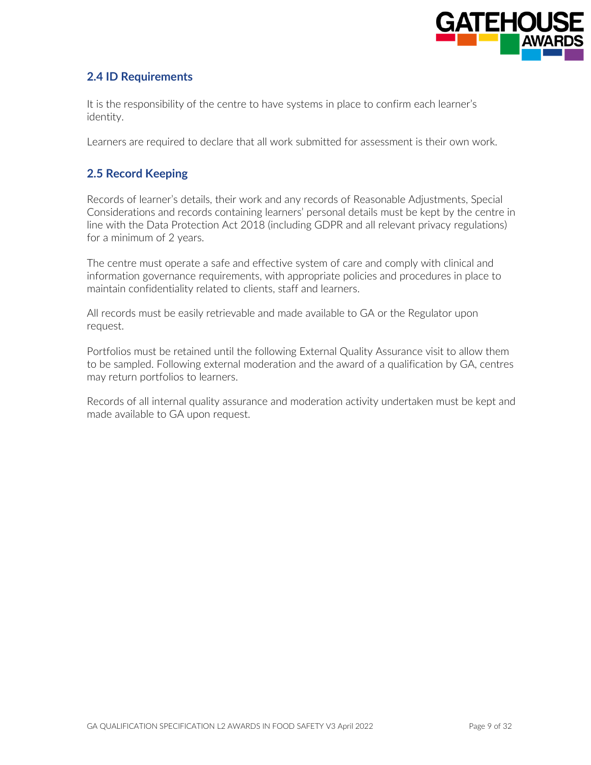## 2.4 ID Requirements

It is the responsibility of the centre to have systems in place to confirm each learner's identity.

Learners are required to declare that all work submitted for assessment is their own work.

## 2.5 Record Keeping

Records of learner's details, their work and any records of Reasonable Adjustments, Special Considerations and records containing learners' personal details must be kept by the centre in line with the Data Protection Act 2018 (including GDPR and all relevant privacy regulations) for a minimum of 2 years.

The centre must operate a safe and effective system of care and comply with clinical and information governance requirements, with appropriate policies and procedures in place to maintain confidentiality related to clients, staff and learners.

All records must be easily retrievable and made available to GA or the Regulator upon request.

Portfolios must be retained until the following External Quality Assurance visit to allow them to be sampled. Following external moderation and the award of a qualification by GA, centres may return portfolios to learners.

Records of all internal quality assurance and moderation activity undertaken must be kept and made available to GA upon request.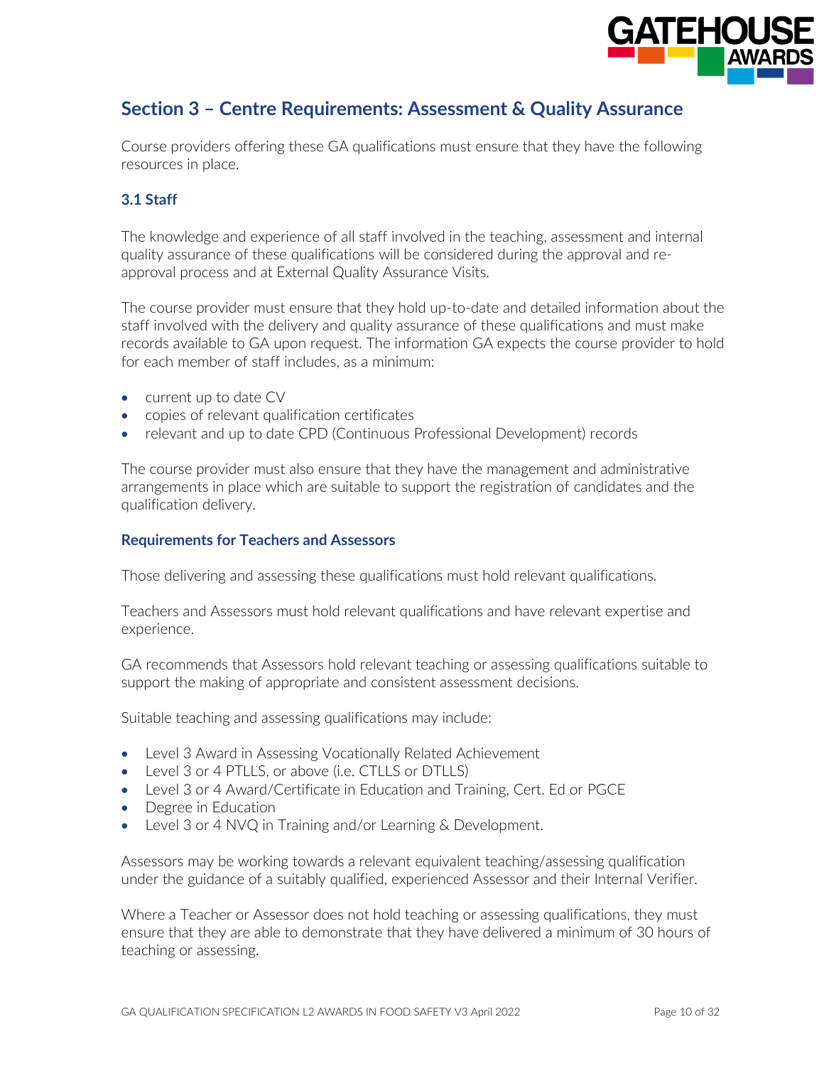## Section 3 – Centre Requirements: Assessment & Quality Assurance

Course providers offering these GA qualifications must ensure that they have the following resources in place.

### 3.1 Staff

The knowledge and experience of all staff involved in the teaching, assessment and internal quality assurance of these qualifications will be considered during the approval and re-approval process and at External Quality Assurance Visits.

The course provider must ensure that they hold up-to-date and detailed information about the staff involved with the delivery and quality assurance of these qualifications and must make records available to GA upon request. The information GA expects the course provider to hold for each member of staff includes, as a minimum:

- current up to date CV
- copies of relevant qualification certificates
- relevant and up to date CPD (Continuous Professional Development) records

The course provider must also ensure that they have the management and administrative arrangements in place which are suitable to support the registration of candidates and the qualification delivery.

#### Requirements for Teachers and Assessors

Those delivering and assessing these qualifications must hold relevant qualifications.

Teachers and Assessors must hold relevant qualifications and have relevant expertise and experience.

GA recommends that Assessors hold relevant teaching or assessing qualifications suitable to support the making of appropriate and consistent assessment decisions.

Suitable teaching and assessing qualifications may include:

- Level 3 Award in Assessing Vocationally Related Achievement
- Level 3 or 4 PTLLS, or above (i.e. CTLLS or DTLLS)
- Level 3 or 4 Award/Certificate in Education and Training, Cert. Ed or PGCE
- Degree in Education
- Level 3 or 4 NVQ in Training and/or Learning & Development.

Assessors may be working towards a relevant equivalent teaching/assessing qualification under the guidance of a suitably qualified, experienced Assessor and their Internal Verifier.

Where a Teacher or Assessor does not hold teaching or assessing qualifications, they must ensure that they are able to demonstrate that they have delivered a minimum of 30 hours of teaching or assessing.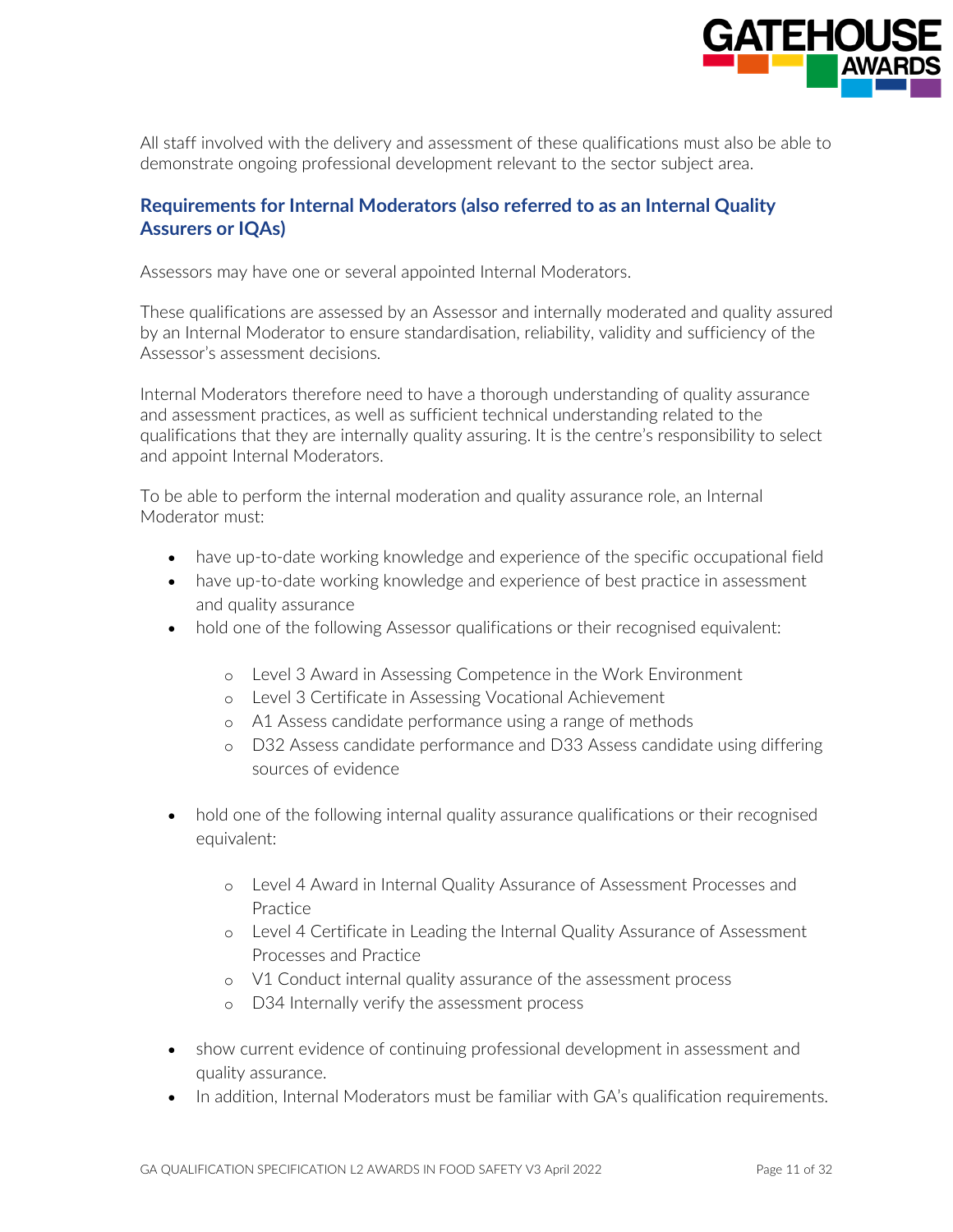All staff involved with the delivery and assessment of these qualifications must also be able to demonstrate ongoing professional development relevant to the sector subject area.

### Requirements for Internal Moderators (also referred to as an Internal Quality Assurers or IQAs)

Assessors may have one or several appointed Internal Moderators.

These qualifications are assessed by an Assessor and internally moderated and quality assured by an Internal Moderator to ensure standardisation, reliability, validity and sufficiency of the Assessor's assessment decisions.

Internal Moderators therefore need to have a thorough understanding of quality assurance and assessment practices, as well as sufficient technical understanding related to the qualifications that they are internally quality assuring. It is the centre's responsibility to select and appoint Internal Moderators.

To be able to perform the internal moderation and quality assurance role, an Internal Moderator must:

- have up-to-date working knowledge and experience of the specific occupational field
- have up-to-date working knowledge and experience of best practice in assessment and quality assurance
- hold one of the following Assessor qualifications or their recognised equivalent:
    - Level 3 Award in Assessing Competence in the Work Environment
    - Level 3 Certificate in Assessing Vocational Achievement
    - A1 Assess candidate performance using a range of methods
    - D32 Assess candidate performance and D33 Assess candidate using differing sources of evidence
- hold one of the following internal quality assurance qualifications or their recognised equivalent:
    - Level 4 Award in Internal Quality Assurance of Assessment Processes and Practice
    - Level 4 Certificate in Leading the Internal Quality Assurance of Assessment Processes and Practice
    - V1 Conduct internal quality assurance of the assessment process
    - D34 Internally verify the assessment process
- show current evidence of continuing professional development in assessment and quality assurance.
- In addition, Internal Moderators must be familiar with GA's qualification requirements.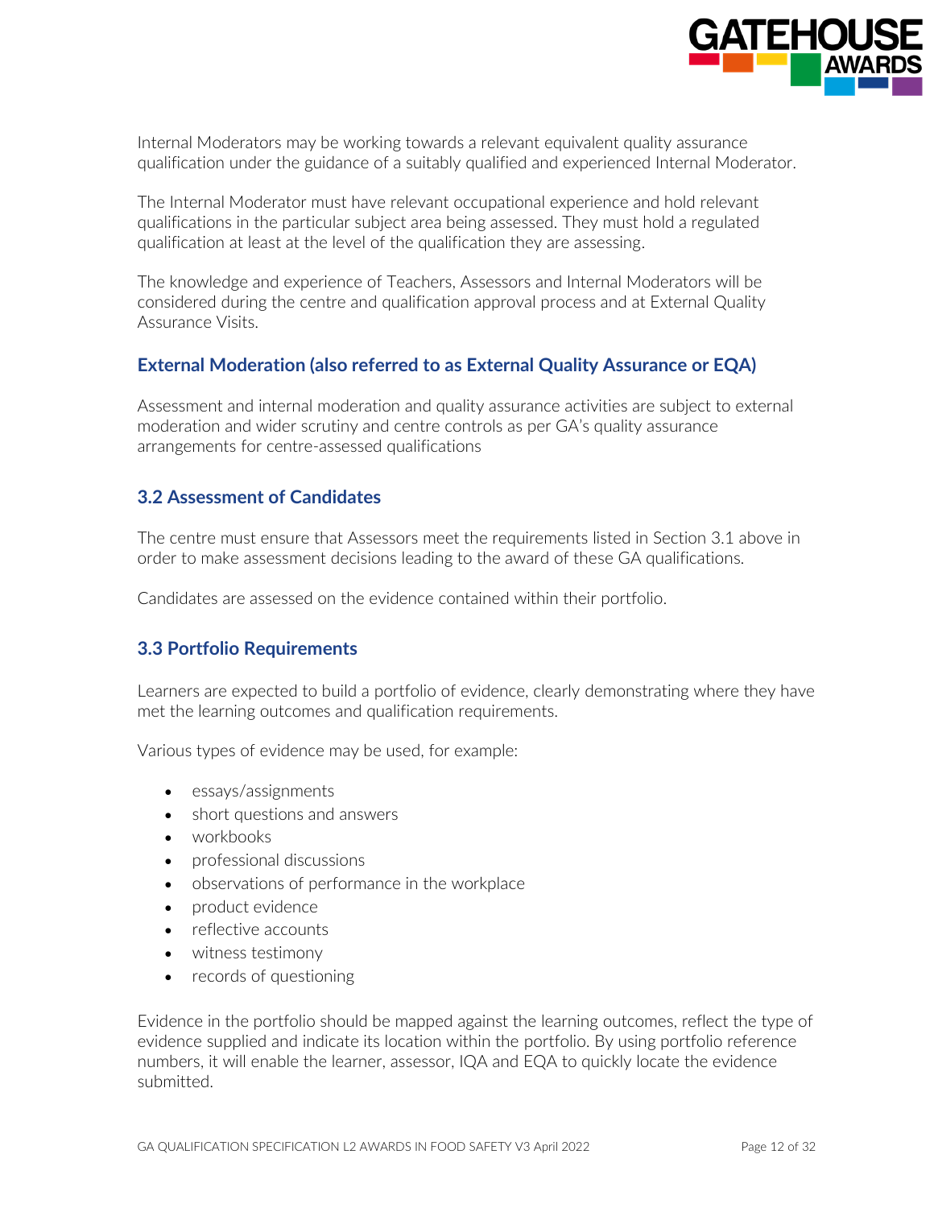Internal Moderators may be working towards a relevant equivalent quality assurance qualification under the guidance of a suitably qualified and experienced Internal Moderator.

The Internal Moderator must have relevant occupational experience and hold relevant qualifications in the particular subject area being assessed. They must hold a regulated qualification at least at the level of the qualification they are assessing.

The knowledge and experience of Teachers, Assessors and Internal Moderators will be considered during the centre and qualification approval process and at External Quality Assurance Visits.

### External Moderation (also referred to as External Quality Assurance or EQA)

Assessment and internal moderation and quality assurance activities are subject to external moderation and wider scrutiny and centre controls as per GA's quality assurance arrangements for centre-assessed qualifications

## 3.2 Assessment of Candidates

The centre must ensure that Assessors meet the requirements listed in Section 3.1 above in order to make assessment decisions leading to the award of these GA qualifications.

Candidates are assessed on the evidence contained within their portfolio.

## 3.3 Portfolio Requirements

Learners are expected to build a portfolio of evidence, clearly demonstrating where they have met the learning outcomes and qualification requirements.

Various types of evidence may be used, for example:

- essays/assignments
- short questions and answers
- workbooks
- professional discussions
- observations of performance in the workplace
- product evidence
- reflective accounts
- witness testimony
- records of questioning

Evidence in the portfolio should be mapped against the learning outcomes, reflect the type of evidence supplied and indicate its location within the portfolio. By using portfolio reference numbers, it will enable the learner, assessor, IQA and EQA to quickly locate the evidence submitted.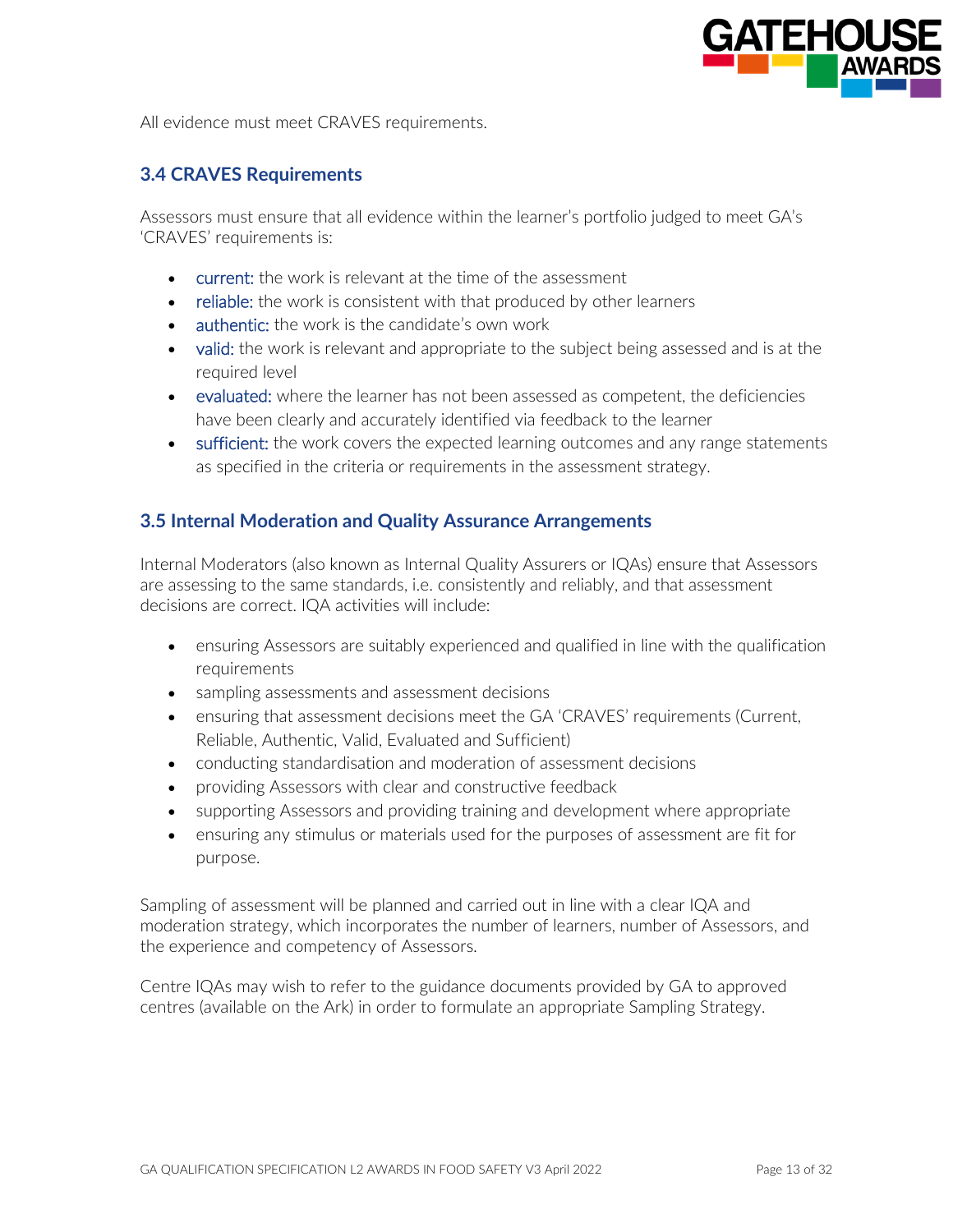All evidence must meet CRAVES requirements.

### 3.4 CRAVES Requirements

Assessors must ensure that all evidence within the learner's portfolio judged to meet GA's 'CRAVES' requirements is:

- current: the work is relevant at the time of the assessment
- reliable: the work is consistent with that produced by other learners
- authentic: the work is the candidate's own work
- valid: the work is relevant and appropriate to the subject being assessed and is at the required level
- evaluated: where the learner has not been assessed as competent, the deficiencies have been clearly and accurately identified via feedback to the learner
- sufficient: the work covers the expected learning outcomes and any range statements as specified in the criteria or requirements in the assessment strategy.

### 3.5 Internal Moderation and Quality Assurance Arrangements

Internal Moderators (also known as Internal Quality Assurers or IQAs) ensure that Assessors are assessing to the same standards, i.e. consistently and reliably, and that assessment decisions are correct. IQA activities will include:

- ensuring Assessors are suitably experienced and qualified in line with the qualification requirements
- sampling assessments and assessment decisions
- ensuring that assessment decisions meet the GA 'CRAVES' requirements (Current, Reliable, Authentic, Valid, Evaluated and Sufficient)
- conducting standardisation and moderation of assessment decisions
- providing Assessors with clear and constructive feedback
- supporting Assessors and providing training and development where appropriate
- ensuring any stimulus or materials used for the purposes of assessment are fit for purpose.

Sampling of assessment will be planned and carried out in line with a clear IQA and moderation strategy, which incorporates the number of learners, number of Assessors, and the experience and competency of Assessors.

Centre IQAs may wish to refer to the guidance documents provided by GA to approved centres (available on the Ark) in order to formulate an appropriate Sampling Strategy.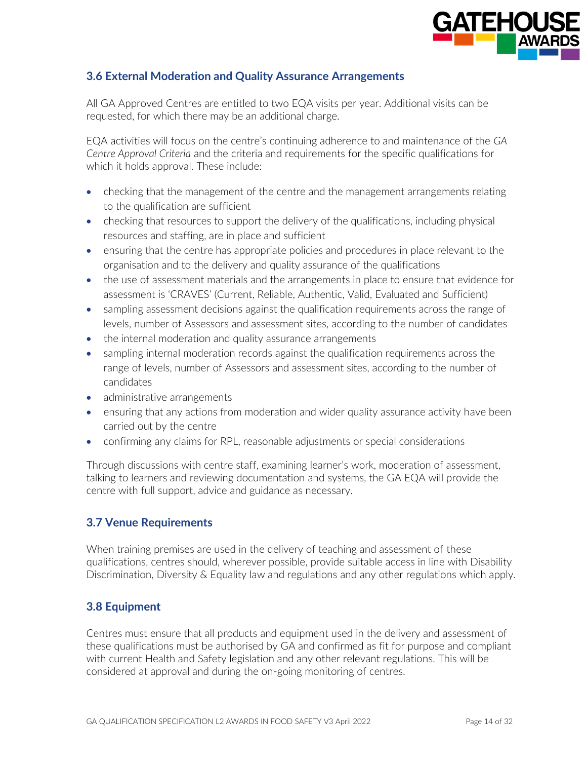### 3.6 External Moderation and Quality Assurance Arrangements

All GA Approved Centres are entitled to two EQA visits per year. Additional visits can be requested, for which there may be an additional charge.

EQA activities will focus on the centre's continuing adherence to and maintenance of the *GA Centre Approval Criteria* and the criteria and requirements for the specific qualifications for which it holds approval. These include:

- checking that the management of the centre and the management arrangements relating to the qualification are sufficient
- checking that resources to support the delivery of the qualifications, including physical resources and staffing, are in place and sufficient
- ensuring that the centre has appropriate policies and procedures in place relevant to the organisation and to the delivery and quality assurance of the qualifications
- the use of assessment materials and the arrangements in place to ensure that evidence for assessment is 'CRAVES' (Current, Reliable, Authentic, Valid, Evaluated and Sufficient)
- sampling assessment decisions against the qualification requirements across the range of levels, number of Assessors and assessment sites, according to the number of candidates
- the internal moderation and quality assurance arrangements
- sampling internal moderation records against the qualification requirements across the range of levels, number of Assessors and assessment sites, according to the number of candidates
- administrative arrangements
- ensuring that any actions from moderation and wider quality assurance activity have been carried out by the centre
- confirming any claims for RPL, reasonable adjustments or special considerations

Through discussions with centre staff, examining learner's work, moderation of assessment, talking to learners and reviewing documentation and systems, the GA EQA will provide the centre with full support, advice and guidance as necessary.

### 3.7 Venue Requirements

When training premises are used in the delivery of teaching and assessment of these qualifications, centres should, wherever possible, provide suitable access in line with Disability Discrimination, Diversity & Equality law and regulations and any other regulations which apply.

### 3.8 Equipment

Centres must ensure that all products and equipment used in the delivery and assessment of these qualifications must be authorised by GA and confirmed as fit for purpose and compliant with current Health and Safety legislation and any other relevant regulations. This will be considered at approval and during the on-going monitoring of centres.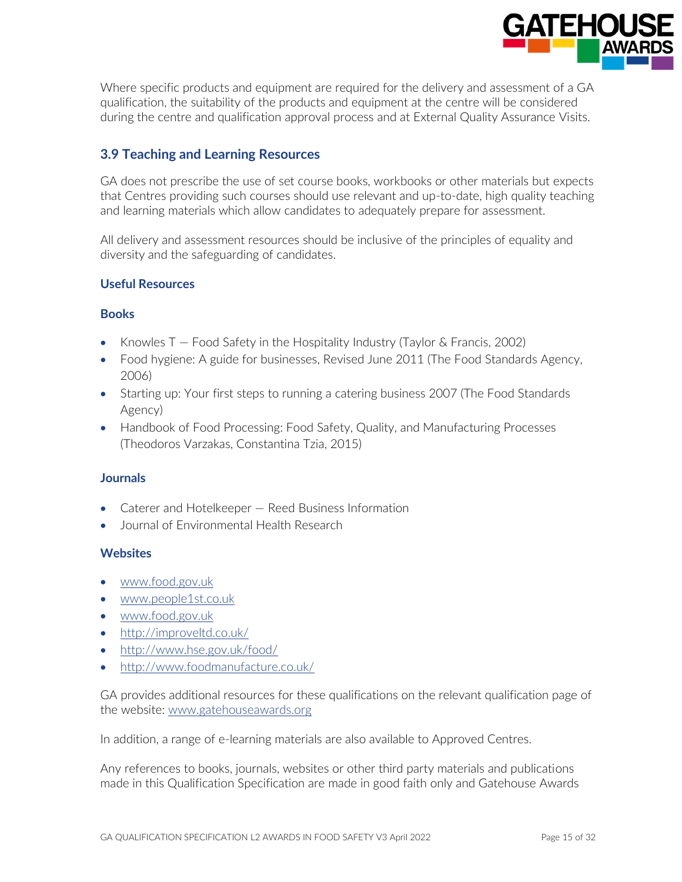Where specific products and equipment are required for the delivery and assessment of a GA qualification, the suitability of the products and equipment at the centre will be considered during the centre and qualification approval process and at External Quality Assurance Visits.

## 3.9 Teaching and Learning Resources

GA does not prescribe the use of set course books, workbooks or other materials but expects that Centres providing such courses should use relevant and up-to-date, high quality teaching and learning materials which allow candidates to adequately prepare for assessment.

All delivery and assessment resources should be inclusive of the principles of equality and diversity and the safeguarding of candidates.

### Useful Resources

### Books

- Knowles T – Food Safety in the Hospitality Industry (Taylor & Francis, 2002)
- Food hygiene: A guide for businesses, Revised June 2011 (The Food Standards Agency, 2006)
- Starting up: Your first steps to running a catering business 2007 (The Food Standards Agency)
- Handbook of Food Processing: Food Safety, Quality, and Manufacturing Processes (Theodoros Varzakas, Constantina Tzia, 2015)

### Journals

- Caterer and Hotelkeeper – Reed Business Information
- Journal of Environmental Health Research

### Websites

- www.food.gov.uk
- www.people1st.co.uk
- www.food.gov.uk
- http://improveltd.co.uk/
- http://www.hse.gov.uk/food/
- http://www.foodmanufacture.co.uk/

GA provides additional resources for these qualifications on the relevant qualification page of the website: www.gatehouseawards.org

In addition, a range of e-learning materials are also available to Approved Centres.

Any references to books, journals, websites or other third party materials and publications made in this Qualification Specification are made in good faith only and Gatehouse Awards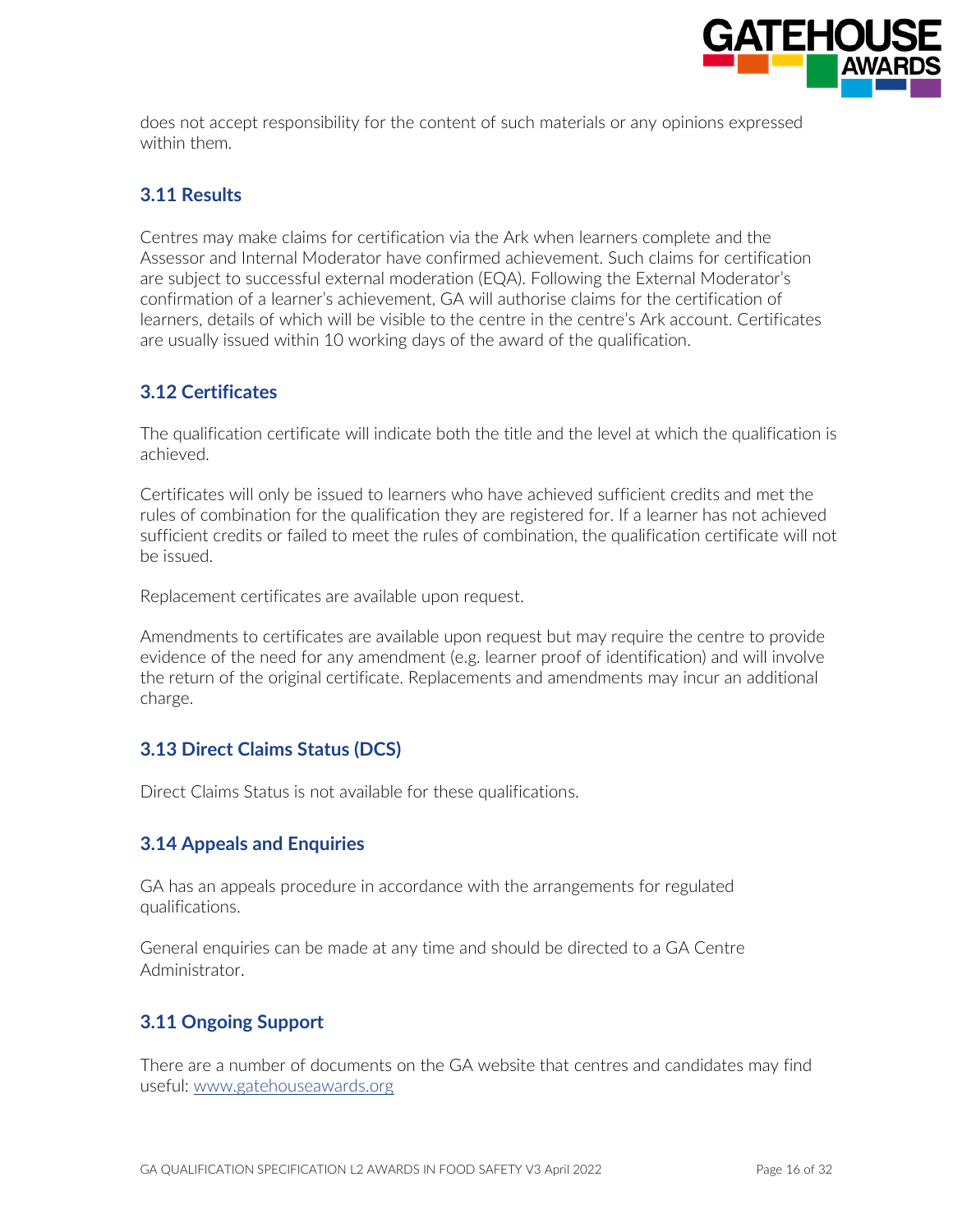does not accept responsibility for the content of such materials or any opinions expressed within them.

### 3.11 Results

Centres may make claims for certification via the Ark when learners complete and the Assessor and Internal Moderator have confirmed achievement. Such claims for certification are subject to successful external moderation (EQA). Following the External Moderator's confirmation of a learner's achievement, GA will authorise claims for the certification of learners, details of which will be visible to the centre in the centre's Ark account. Certificates are usually issued within 10 working days of the award of the qualification.

### 3.12 Certificates

The qualification certificate will indicate both the title and the level at which the qualification is achieved.

Certificates will only be issued to learners who have achieved sufficient credits and met the rules of combination for the qualification they are registered for. If a learner has not achieved sufficient credits or failed to meet the rules of combination, the qualification certificate will not be issued.

Replacement certificates are available upon request.

Amendments to certificates are available upon request but may require the centre to provide evidence of the need for any amendment (e.g. learner proof of identification) and will involve the return of the original certificate. Replacements and amendments may incur an additional charge.

### 3.13 Direct Claims Status (DCS)

Direct Claims Status is not available for these qualifications.

### 3.14 Appeals and Enquiries

GA has an appeals procedure in accordance with the arrangements for regulated qualifications.

General enquiries can be made at any time and should be directed to a GA Centre Administrator.

### 3.11 Ongoing Support

There are a number of documents on the GA website that centres and candidates may find useful: [www.gatehouseawards.org](www.gatehouseawards.org)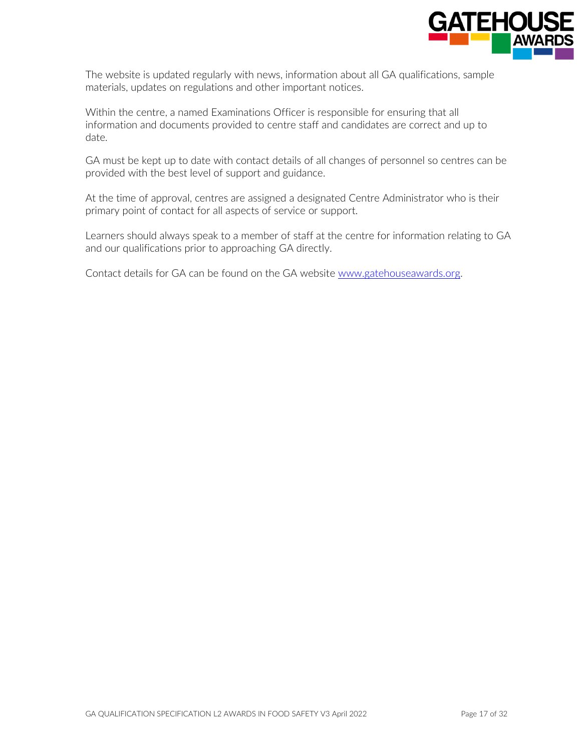The website is updated regularly with news, information about all GA qualifications, sample materials, updates on regulations and other important notices.

Within the centre, a named Examinations Officer is responsible for ensuring that all information and documents provided to centre staff and candidates are correct and up to date.

GA must be kept up to date with contact details of all changes of personnel so centres can be provided with the best level of support and guidance.

At the time of approval, centres are assigned a designated Centre Administrator who is their primary point of contact for all aspects of service or support.

Learners should always speak to a member of staff at the centre for information relating to GA and our qualifications prior to approaching GA directly.

Contact details for GA can be found on the GA website [www.gatehouseawards.org](http://www.gatehouseawards.org).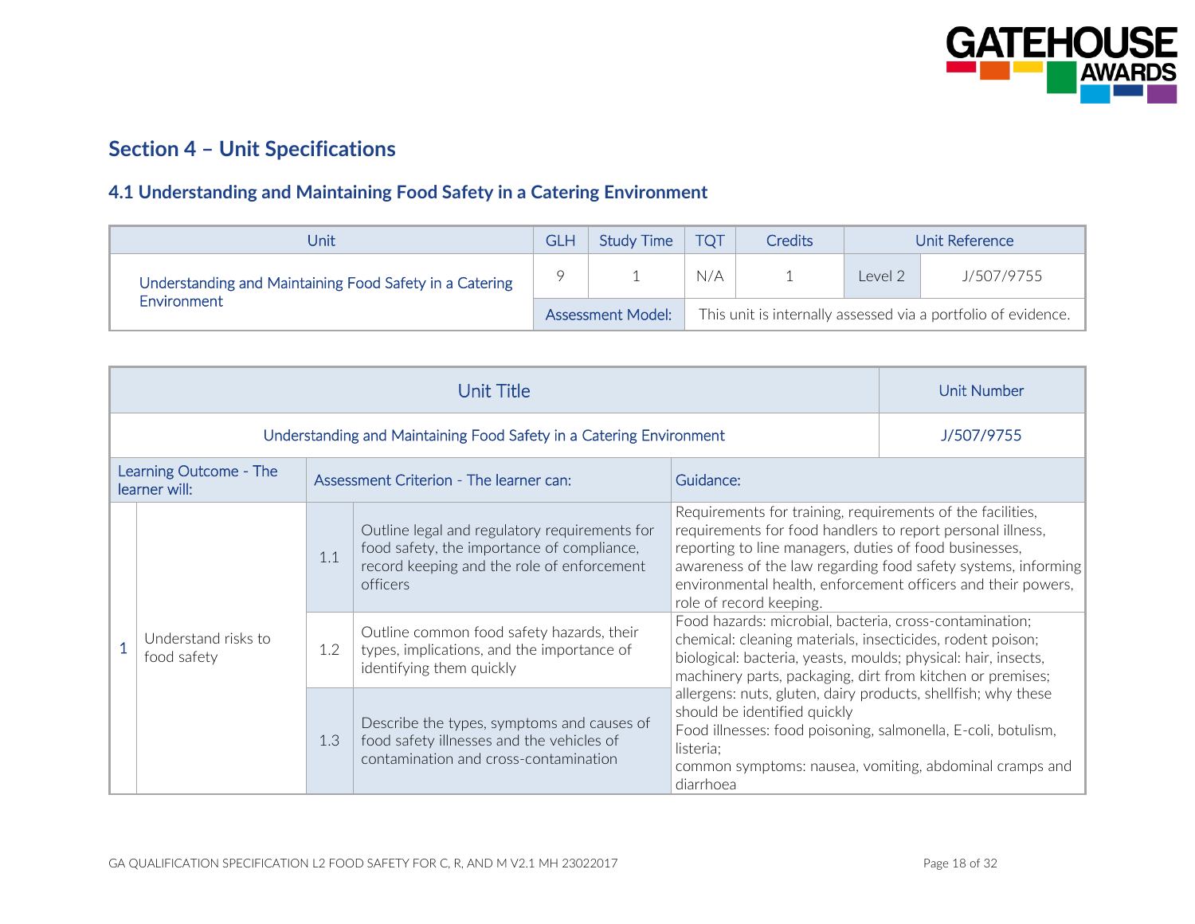## Section 4 – Unit Specifications

### 4.1 Understanding and Maintaining Food Safety in a Catering Environment

| Unit | GLH | Study Time | TQT | Credits | Unit Reference | |
|---|---|---|---|---|---|---|
| Understanding and Maintaining Food Safety in a Catering Environment | 9 | 1 | N/A | 1 | Level 2 | J/507/9755 |
| | Assessment Model: | This unit is internally assessed via a portfolio of evidence. | | | | |

| Unit Title | | | | | Unit Number |
|---|---|---|---|---|---|
| Understanding and Maintaining Food Safety in a Catering Environment | | | | | J/507/9755 |
| Learning Outcome - The learner will: | | Assessment Criterion - The learner can: | | Guidance: | |
| 1 | Understand risks to food safety | 1.1 | Outline legal and regulatory requirements for food safety, the importance of compliance, record keeping and the role of enforcement officers | Requirements for training, requirements of the facilities, requirements for food handlers to report personal illness, reporting to line managers, duties of food businesses, awareness of the law regarding food safety systems, informing environmental health, enforcement officers and their powers, role of record keeping. | |
| | | 1.2 | Outline common food safety hazards, their types, implications, and the importance of identifying them quickly | Food hazards: microbial, bacteria, cross-contamination; chemical: cleaning materials, insecticides, rodent poison; biological: bacteria, yeasts, moulds; physical: hair, insects, machinery parts, packaging, dirt from kitchen or premises; allergens: nuts, gluten, dairy products, shellfish; why these should be identified quickly<br>Food illnesses: food poisoning, salmonella, E-coli, botulism, listeria;<br>common symptoms: nausea, vomiting, abdominal cramps and diarrhoea | |
| | | 1.3 | Describe the types, symptoms and causes of food safety illnesses and the vehicles of contamination and cross-contamination | | |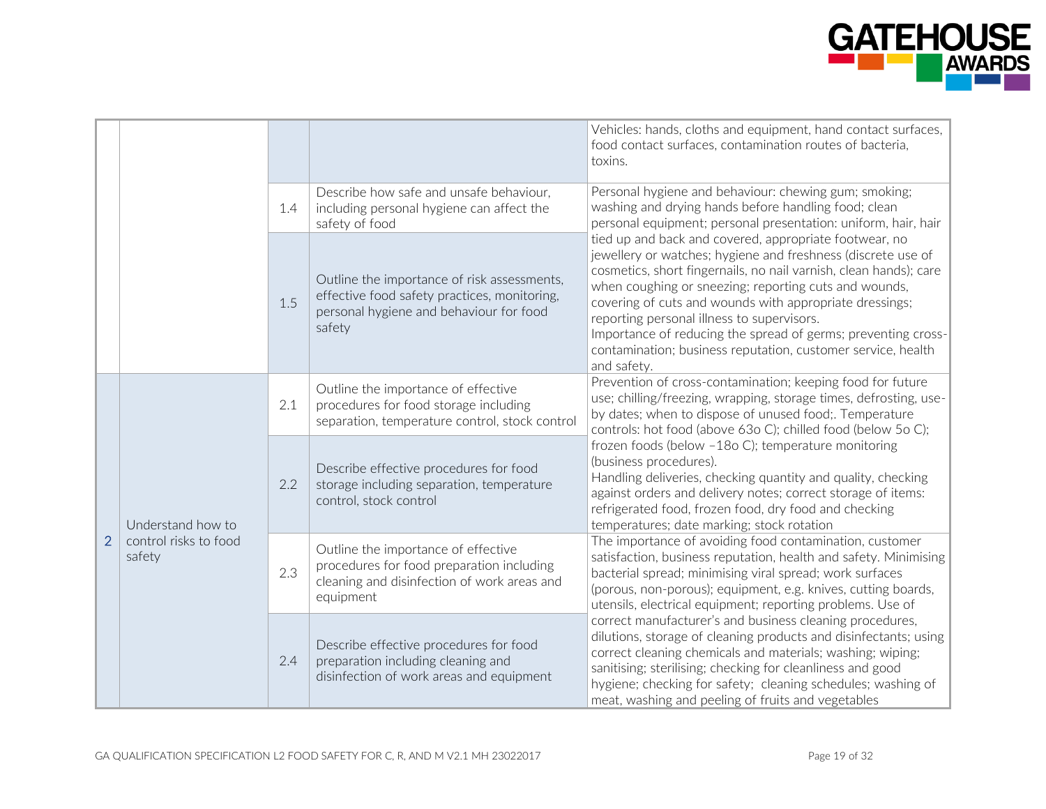| | | | | |
|---|---|---|---|---|
| | | | | Vehicles: hands, cloths and equipment, hand contact surfaces, food contact surfaces, contamination routes of bacteria, toxins. |
| | | 1.4 | Describe how safe and unsafe behaviour, including personal hygiene can affect the safety of food | Personal hygiene and behaviour: chewing gum; smoking; washing and drying hands before handling food; clean personal equipment; personal presentation: uniform, hair, hair tied up and back and covered, appropriate footwear, no jewellery or watches; hygiene and freshness (discrete use of cosmetics, short fingernails, no nail varnish, clean hands); care when coughing or sneezing; reporting cuts and wounds, covering of cuts and wounds with appropriate dressings; reporting personal illness to supervisors. Importance of reducing the spread of germs; preventing cross-contamination; business reputation, customer service, health and safety. |
| | | 1.5 | Outline the importance of risk assessments, effective food safety practices, monitoring, personal hygiene and behaviour for food safety | |
| 2 | Understand how to control risks to food safety | 2.1 | Outline the importance of effective procedures for food storage including separation, temperature control, stock control | Prevention of cross-contamination; keeping food for future use; chilling/freezing, wrapping, storage times, defrosting, use-by dates; when to dispose of unused food;. Temperature controls: hot food (above 63o C); chilled food (below 5o C); frozen foods (below –18o C); temperature monitoring (business procedures). Handling deliveries, checking quantity and quality, checking against orders and delivery notes; correct storage of items: refrigerated food, frozen food, dry food and checking temperatures; date marking; stock rotation |
| | | 2.2 | Describe effective procedures for food storage including separation, temperature control, stock control | |
| | | 2.3 | Outline the importance of effective procedures for food preparation including cleaning and disinfection of work areas and equipment | The importance of avoiding food contamination, customer satisfaction, business reputation, health and safety. Minimising bacterial spread; minimising viral spread; work surfaces (porous, non-porous); equipment, e.g. knives, cutting boards, utensils, electrical equipment; reporting problems. Use of correct manufacturer's and business cleaning procedures, dilutions, storage of cleaning products and disinfectants; using correct cleaning chemicals and materials; washing; wiping; sanitising; sterilising; checking for cleanliness and good hygiene; checking for safety; cleaning schedules; washing of meat, washing and peeling of fruits and vegetables |
| | | 2.4 | Describe effective procedures for food preparation including cleaning and disinfection of work areas and equipment | |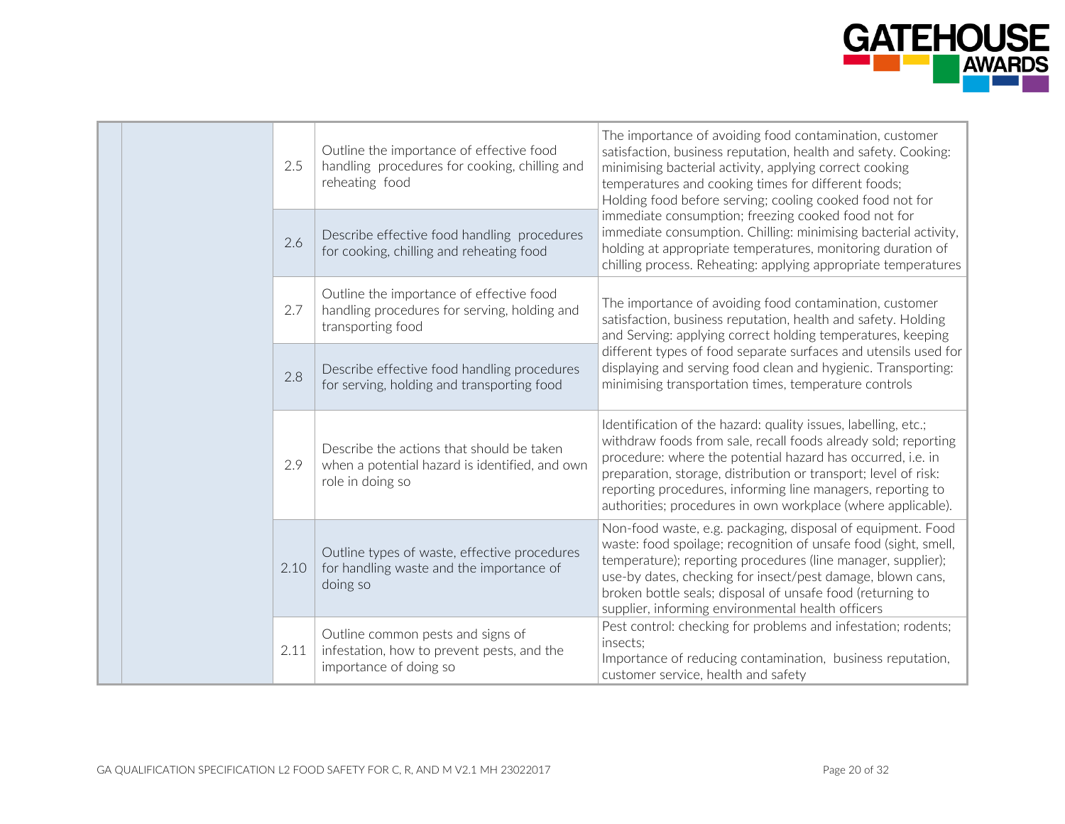| | | | | |
|---|---|---|---|---|
| | | 2.5 | Outline the importance of effective food handling procedures for cooking, chilling and reheating food | The importance of avoiding food contamination, customer satisfaction, business reputation, health and safety. Cooking: minimising bacterial activity, applying correct cooking temperatures and cooking times for different foods; Holding food before serving; cooling cooked food not for immediate consumption; freezing cooked food not for immediate consumption. Chilling: minimising bacterial activity, holding at appropriate temperatures, monitoring duration of chilling process. Reheating: applying appropriate temperatures |
| | | 2.6 | Describe effective food handling procedures for cooking, chilling and reheating food | |
| | | 2.7 | Outline the importance of effective food handling procedures for serving, holding and transporting food | The importance of avoiding food contamination, customer satisfaction, business reputation, health and safety. Holding and Serving: applying correct holding temperatures, keeping different types of food separate surfaces and utensils used for displaying and serving food clean and hygienic. Transporting: minimising transportation times, temperature controls |
| | | 2.8 | Describe effective food handling procedures for serving, holding and transporting food | |
| | | 2.9 | Describe the actions that should be taken when a potential hazard is identified, and own role in doing so | Identification of the hazard: quality issues, labelling, etc.; withdraw foods from sale, recall foods already sold; reporting procedure: where the potential hazard has occurred, i.e. in preparation, storage, distribution or transport; level of risk: reporting procedures, informing line managers, reporting to authorities; procedures in own workplace (where applicable). |
| | | 2.10 | Outline types of waste, effective procedures for handling waste and the importance of doing so | Non-food waste, e.g. packaging, disposal of equipment. Food waste: food spoilage; recognition of unsafe food (sight, smell, temperature); reporting procedures (line manager, supplier); use-by dates, checking for insect/pest damage, blown cans, broken bottle seals; disposal of unsafe food (returning to supplier, informing environmental health officers |
| | | 2.11 | Outline common pests and signs of infestation, how to prevent pests, and the importance of doing so | Pest control: checking for problems and infestation; rodents; insects;<br>Importance of reducing contamination, business reputation, customer service, health and safety |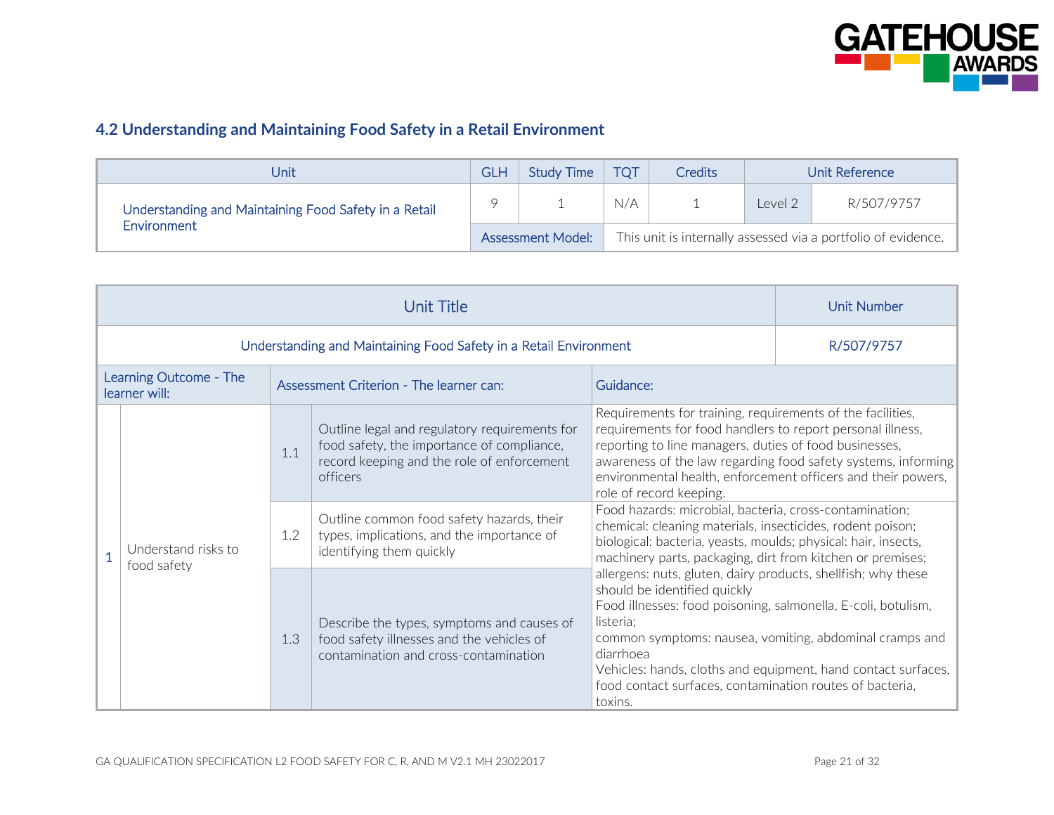### 4.2 Understanding and Maintaining Food Safety in a Retail Environment

| Unit | GLH | Study Time | TQT | Credits | Unit Reference | |
|---|---|---|---|---|---|---|
| Understanding and Maintaining Food Safety in a Retail Environment | 9 | 1 | N/A | 1 | Level 2 | R/507/9757 |
| | Assessment Model: | This unit is internally assessed via a portfolio of evidence. | | | | |

| Unit Title | | | | | Unit Number |
|---|---|---|---|---|---|
| Understanding and Maintaining Food Safety in a Retail Environment | | | | | R/507/9757 |
| Learning Outcome - The learner will: | | Assessment Criterion - The learner can: | | Guidance: | |
| 1 | Understand risks to food safety | 1.1 | Outline legal and regulatory requirements for food safety, the importance of compliance, record keeping and the role of enforcement officers | Requirements for training, requirements of the facilities, requirements for food handlers to report personal illness, reporting to line managers, duties of food businesses, awareness of the law regarding food safety systems, informing environmental health, enforcement officers and their powers, role of record keeping. | |
| | | 1.2 | Outline common food safety hazards, their types, implications, and the importance of identifying them quickly | Food hazards: microbial, bacteria, cross-contamination; chemical: cleaning materials, insecticides, rodent poison; biological: bacteria, yeasts, moulds; physical: hair, insects, machinery parts, packaging, dirt from kitchen or premises; allergens: nuts, gluten, dairy products, shellfish; why these should be identified quickly<br>Food illnesses: food poisoning, salmonella, E-coli, botulism, listeria;<br>common symptoms: nausea, vomiting, abdominal cramps and diarrhoea<br>Vehicles: hands, cloths and equipment, hand contact surfaces, food contact surfaces, contamination routes of bacteria, toxins. | |
| | | 1.3 | Describe the types, symptoms and causes of food safety illnesses and the vehicles of contamination and cross-contamination | | |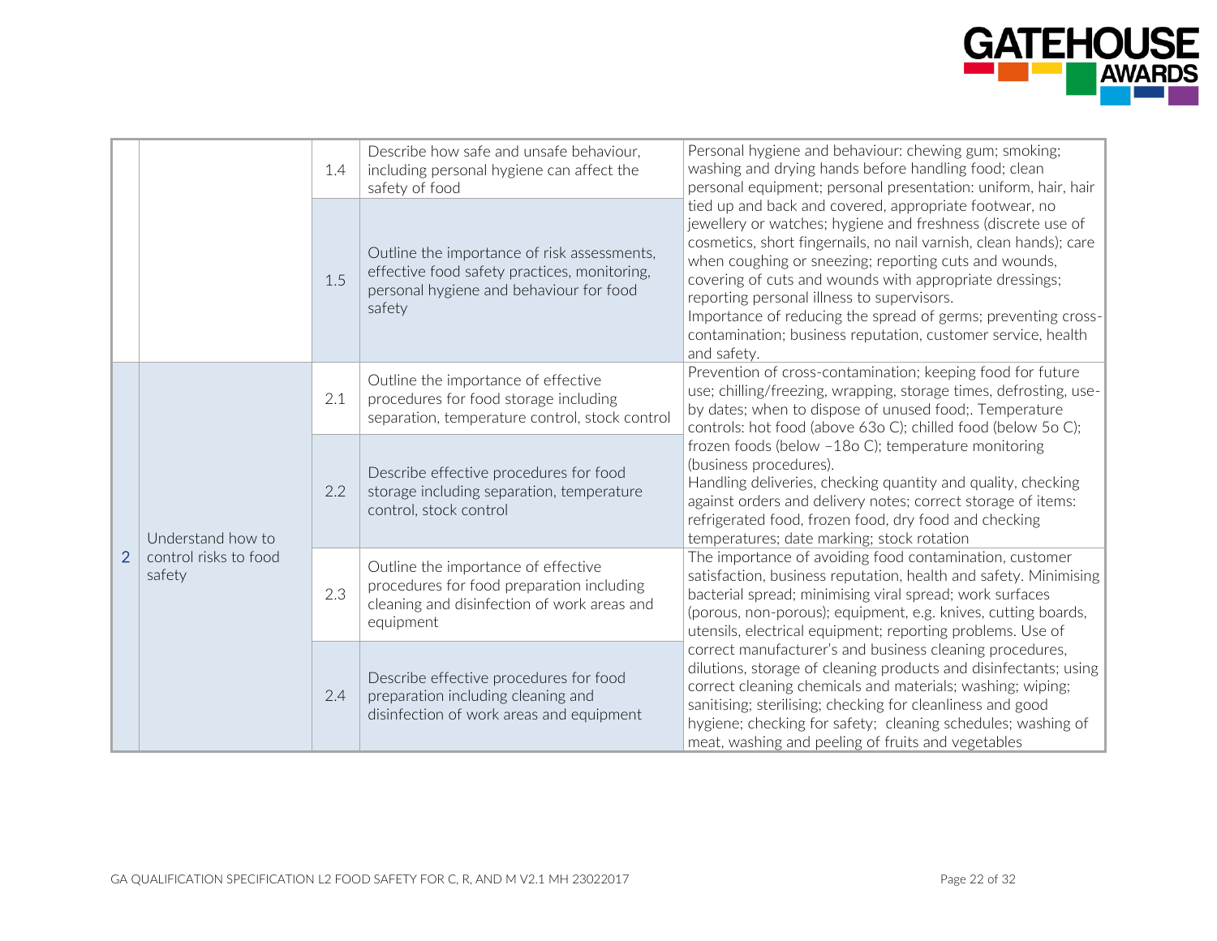| | | | | |
|---|---|---|---|---|
| | | 1.4 | Describe how safe and unsafe behaviour, including personal hygiene can affect the safety of food | Personal hygiene and behaviour: chewing gum; smoking; washing and drying hands before handling food; clean personal equipment; personal presentation: uniform, hair, hair tied up and back and covered, appropriate footwear, no jewellery or watches; hygiene and freshness (discrete use of cosmetics, short fingernails, no nail varnish, clean hands); care when coughing or sneezing; reporting cuts and wounds, covering of cuts and wounds with appropriate dressings; reporting personal illness to supervisors. Importance of reducing the spread of germs; preventing cross-contamination; business reputation, customer service, health and safety. |
| | | 1.5 | Outline the importance of risk assessments, effective food safety practices, monitoring, personal hygiene and behaviour for food safety | |
| 2 | Understand how to control risks to food safety | 2.1 | Outline the importance of effective procedures for food storage including separation, temperature control, stock control | Prevention of cross-contamination; keeping food for future use; chilling/freezing, wrapping, storage times, defrosting, use-by dates; when to dispose of unused food;. Temperature controls: hot food (above 63o C); chilled food (below 5o C); frozen foods (below –18o C); temperature monitoring (business procedures). Handling deliveries, checking quantity and quality, checking against orders and delivery notes; correct storage of items: refrigerated food, frozen food, dry food and checking temperatures; date marking; stock rotation |
| | | 2.2 | Describe effective procedures for food storage including separation, temperature control, stock control | |
| | | 2.3 | Outline the importance of effective procedures for food preparation including cleaning and disinfection of work areas and equipment | The importance of avoiding food contamination, customer satisfaction, business reputation, health and safety. Minimising bacterial spread; minimising viral spread; work surfaces (porous, non-porous); equipment, e.g. knives, cutting boards, utensils, electrical equipment; reporting problems. Use of correct manufacturer's and business cleaning procedures, dilutions, storage of cleaning products and disinfectants; using correct cleaning chemicals and materials; washing; wiping; sanitising; sterilising; checking for cleanliness and good hygiene; checking for safety; cleaning schedules; washing of meat, washing and peeling of fruits and vegetables |
| | | 2.4 | Describe effective procedures for food preparation including cleaning and disinfection of work areas and equipment | |

GA QUALIFICATION SPECIFICATION L2 FOOD SAFETY FOR C, R, AND M V2.1 MH 23022017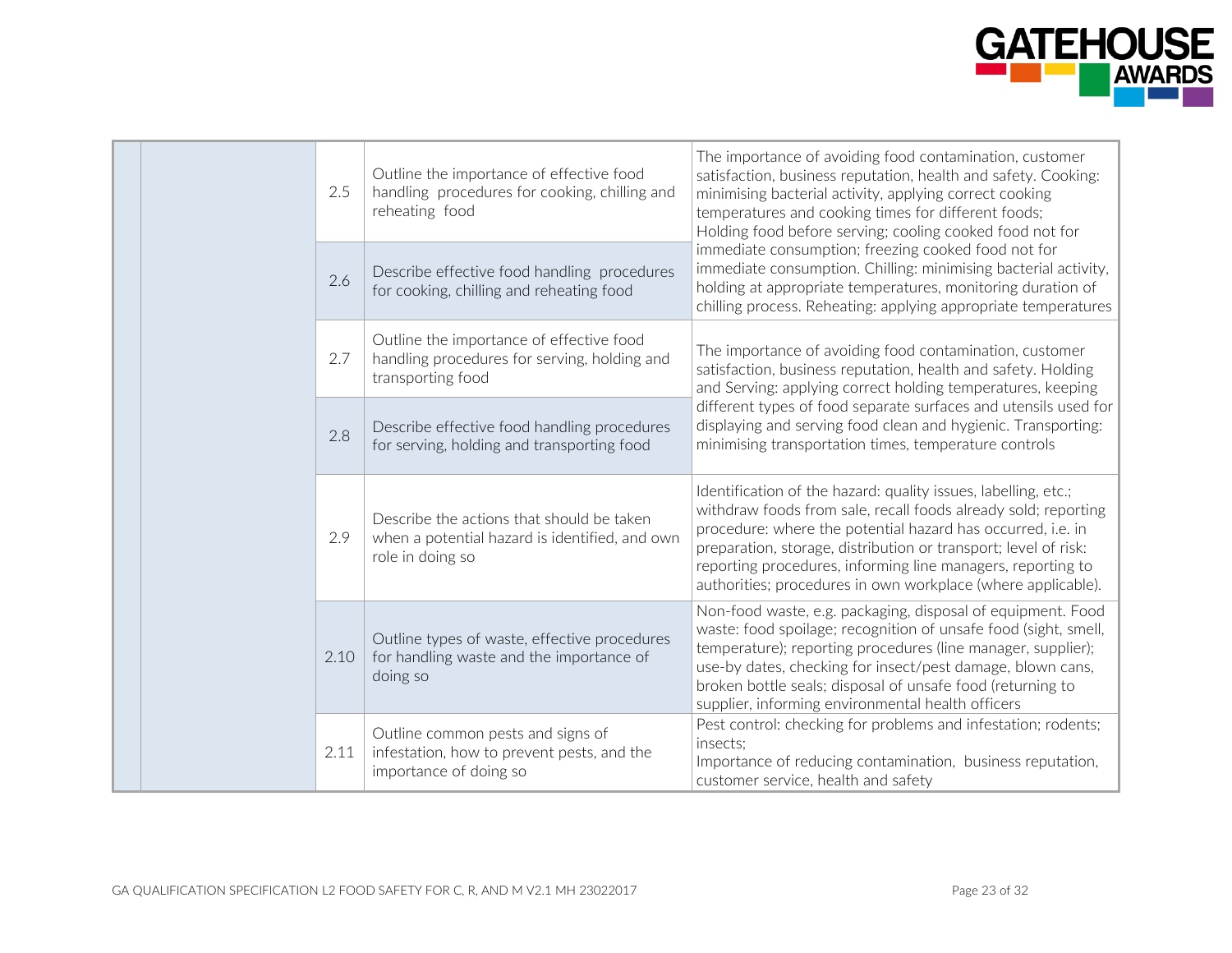| | | | | |
|---|---|---|---|---|
| | | 2.5 | Outline the importance of effective food handling procedures for cooking, chilling and reheating food | The importance of avoiding food contamination, customer satisfaction, business reputation, health and safety. Cooking: minimising bacterial activity, applying correct cooking temperatures and cooking times for different foods; Holding food before serving; cooling cooked food not for immediate consumption; freezing cooked food not for immediate consumption. Chilling: minimising bacterial activity, holding at appropriate temperatures, monitoring duration of chilling process. Reheating: applying appropriate temperatures |
| | | 2.6 | Describe effective food handling procedures for cooking, chilling and reheating food | |
| | | 2.7 | Outline the importance of effective food handling procedures for serving, holding and transporting food | The importance of avoiding food contamination, customer satisfaction, business reputation, health and safety. Holding and Serving: applying correct holding temperatures, keeping different types of food separate surfaces and utensils used for displaying and serving food clean and hygienic. Transporting: minimising transportation times, temperature controls |
| | | 2.8 | Describe effective food handling procedures for serving, holding and transporting food | |
| | | 2.9 | Describe the actions that should be taken when a potential hazard is identified, and own role in doing so | Identification of the hazard: quality issues, labelling, etc.; withdraw foods from sale, recall foods already sold; reporting procedure: where the potential hazard has occurred, i.e. in preparation, storage, distribution or transport; level of risk: reporting procedures, informing line managers, reporting to authorities; procedures in own workplace (where applicable). |
| | | 2.10 | Outline types of waste, effective procedures for handling waste and the importance of doing so | Non-food waste, e.g. packaging, disposal of equipment. Food waste: food spoilage; recognition of unsafe food (sight, smell, temperature); reporting procedures (line manager, supplier); use-by dates, checking for insect/pest damage, blown cans, broken bottle seals; disposal of unsafe food (returning to supplier, informing environmental health officers |
| | | 2.11 | Outline common pests and signs of infestation, how to prevent pests, and the importance of doing so | Pest control: checking for problems and infestation; rodents; insects; Importance of reducing contamination, business reputation, customer service, health and safety |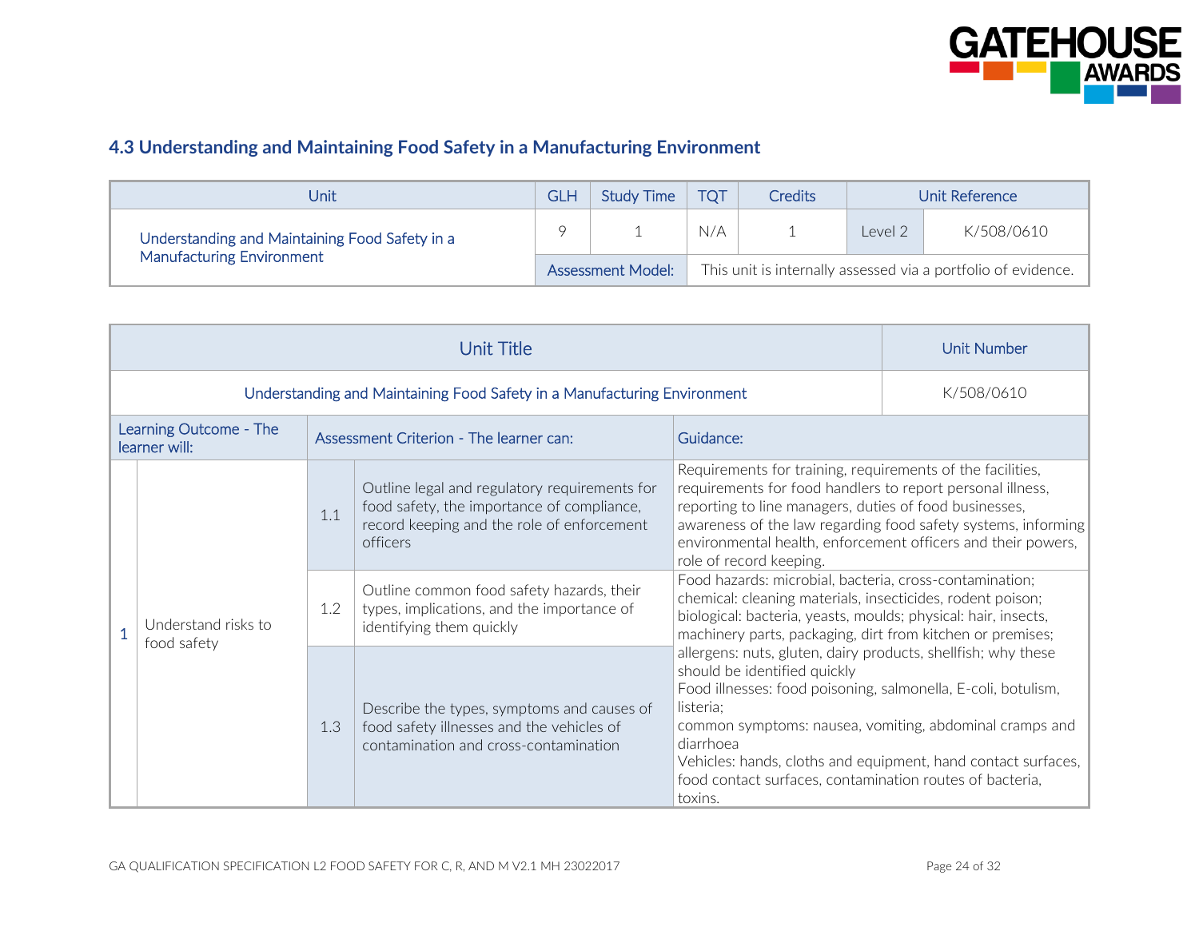### 4.3 Understanding and Maintaining Food Safety in a Manufacturing Environment

| Unit | GLH | Study Time | TQT | Credits | Unit Reference | |
|---|---|---|---|---|---|---|
| Understanding and Maintaining Food Safety in a Manufacturing Environment | 9 | 1 | N/A | 1 | Level 2 | K/508/0610 |
| | Assessment Model: | This unit is internally assessed via a portfolio of evidence. | | | | |

| Unit Title | | | | | Unit Number |
|---|---|---|---|---|---|
| Understanding and Maintaining Food Safety in a Manufacturing Environment | | | | | K/508/0610 |
| Learning Outcome - The learner will: | | Assessment Criterion - The learner can: | | Guidance: | |
| 1 | Understand risks to food safety | 1.1 | Outline legal and regulatory requirements for food safety, the importance of compliance, record keeping and the role of enforcement officers | Requirements for training, requirements of the facilities, requirements for food handlers to report personal illness, reporting to line managers, duties of food businesses, awareness of the law regarding food safety systems, informing environmental health, enforcement officers and their powers, role of record keeping. | |
| | | 1.2 | Outline common food safety hazards, their types, implications, and the importance of identifying them quickly | Food hazards: microbial, bacteria, cross-contamination; chemical: cleaning materials, insecticides, rodent poison; biological: bacteria, yeasts, moulds; physical: hair, insects, machinery parts, packaging, dirt from kitchen or premises; allergens: nuts, gluten, dairy products, shellfish; why these should be identified quickly<br>Food illnesses: food poisoning, salmonella, E-coli, botulism, listeria;<br>common symptoms: nausea, vomiting, abdominal cramps and diarrhoea<br>Vehicles: hands, cloths and equipment, hand contact surfaces, food contact surfaces, contamination routes of bacteria, toxins. | |
| | | 1.3 | Describe the types, symptoms and causes of food safety illnesses and the vehicles of contamination and cross-contamination | | |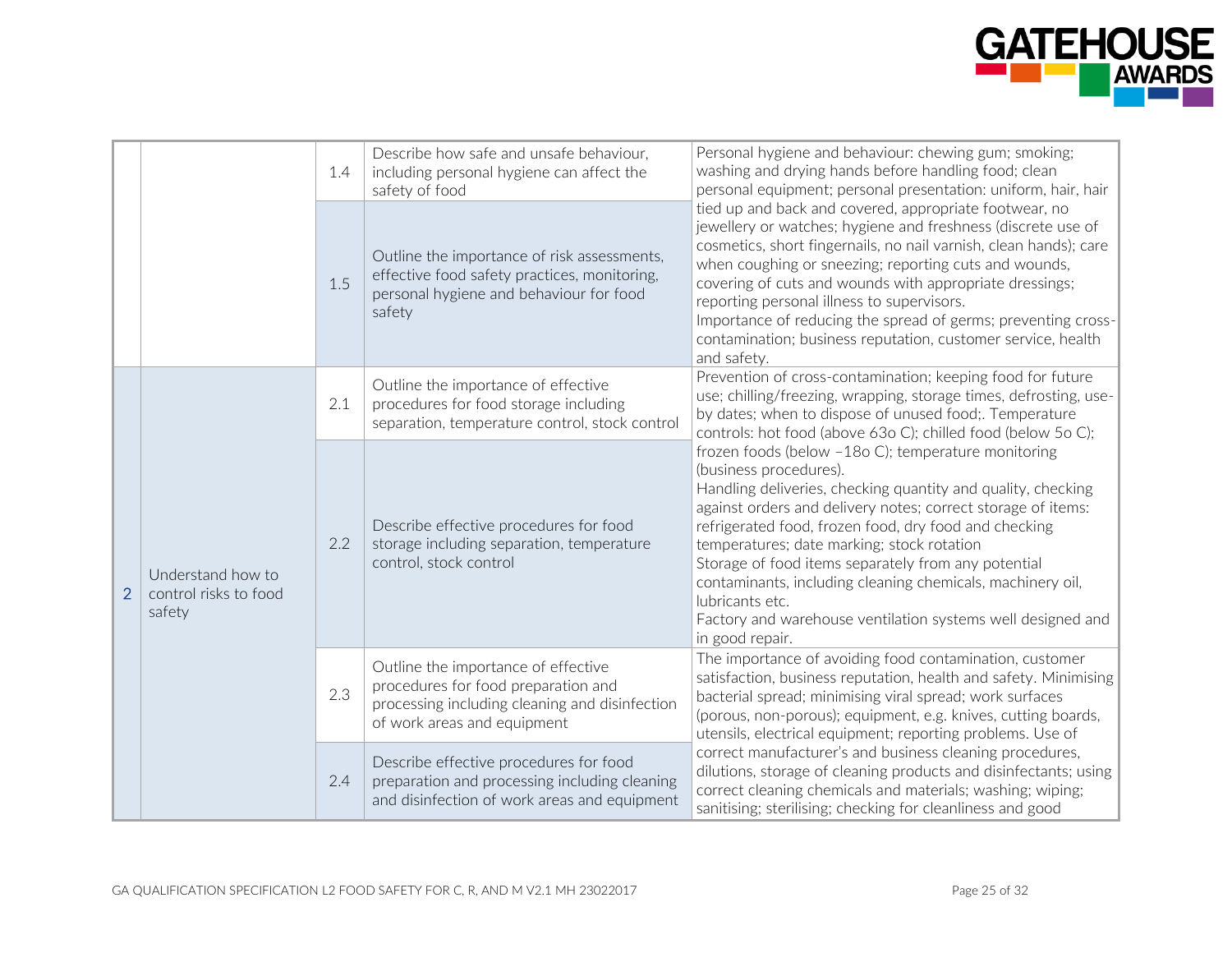| | | | | |
|---|---|---|---|---|
| | | 1.4 | Describe how safe and unsafe behaviour, including personal hygiene can affect the safety of food | Personal hygiene and behaviour: chewing gum; smoking; washing and drying hands before handling food; clean personal equipment; personal presentation: uniform, hair, hair tied up and back and covered, appropriate footwear, no jewellery or watches; hygiene and freshness (discrete use of cosmetics, short fingernails, no nail varnish, clean hands); care when coughing or sneezing; reporting cuts and wounds, covering of cuts and wounds with appropriate dressings; reporting personal illness to supervisors. Importance of reducing the spread of germs; preventing cross-contamination; business reputation, customer service, health and safety. |
| | | 1.5 | Outline the importance of risk assessments, effective food safety practices, monitoring, personal hygiene and behaviour for food safety | |
| 2 | Understand how to control risks to food safety | 2.1 | Outline the importance of effective procedures for food storage including separation, temperature control, stock control | Prevention of cross-contamination; keeping food for future use; chilling/freezing, wrapping, storage times, defrosting, use-by dates; when to dispose of unused food;. Temperature controls: hot food (above 63o C); chilled food (below 5o C); frozen foods (below –18o C); temperature monitoring (business procedures). Handling deliveries, checking quantity and quality, checking against orders and delivery notes; correct storage of items: refrigerated food, frozen food, dry food and checking temperatures; date marking; stock rotation Storage of food items separately from any potential contaminants, including cleaning chemicals, machinery oil, lubricants etc. Factory and warehouse ventilation systems well designed and in good repair. |
| | | 2.2 | Describe effective procedures for food storage including separation, temperature control, stock control | |
| | | 2.3 | Outline the importance of effective procedures for food preparation and processing including cleaning and disinfection of work areas and equipment | The importance of avoiding food contamination, customer satisfaction, business reputation, health and safety. Minimising bacterial spread; minimising viral spread; work surfaces (porous, non-porous); equipment, e.g. knives, cutting boards, utensils, electrical equipment; reporting problems. Use of correct manufacturer's and business cleaning procedures, dilutions, storage of cleaning products and disinfectants; using correct cleaning chemicals and materials; washing; wiping; sanitising; sterilising; checking for cleanliness and good |
| | | 2.4 | Describe effective procedures for food preparation and processing including cleaning and disinfection of work areas and equipment | |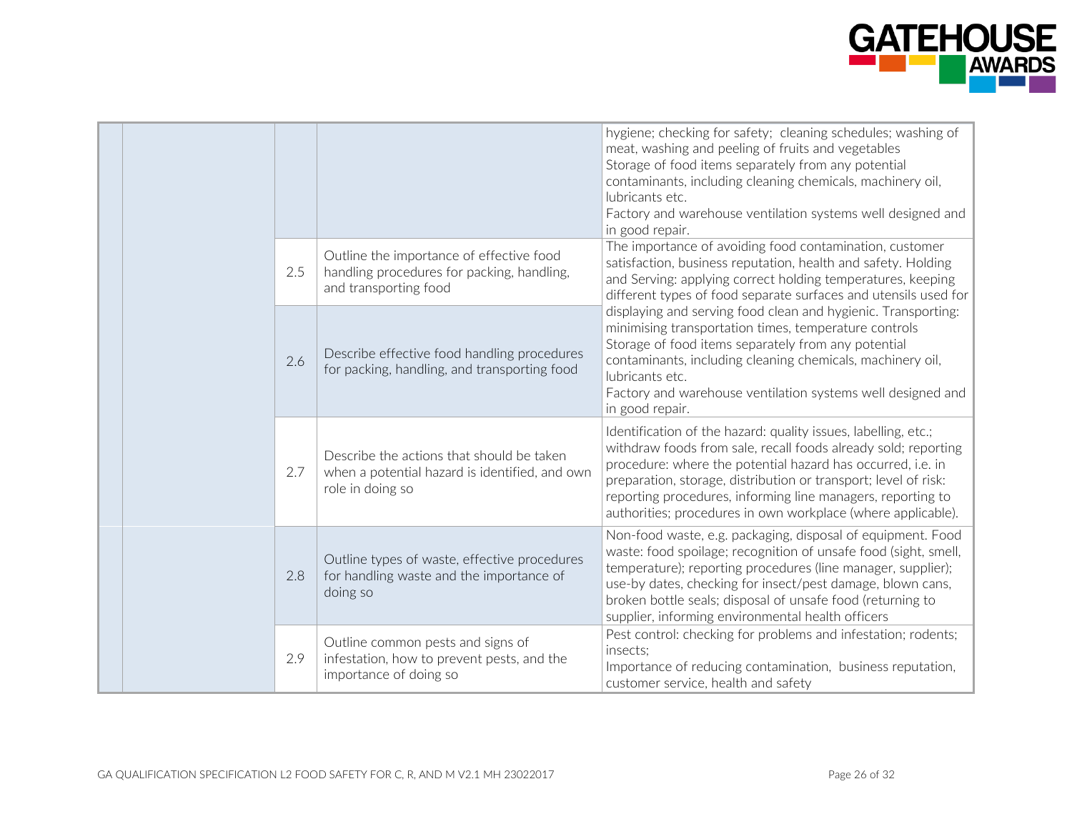| | | | | |
|---|---|---|---|---|
| | | | | hygiene; checking for safety; cleaning schedules; washing of meat, washing and peeling of fruits and vegetables<br>Storage of food items separately from any potential contaminants, including cleaning chemicals, machinery oil, lubricants etc.<br>Factory and warehouse ventilation systems well designed and in good repair. |
| | | 2.5 | Outline the importance of effective food handling procedures for packing, handling, and transporting food | The importance of avoiding food contamination, customer satisfaction, business reputation, health and safety. Holding and Serving: applying correct holding temperatures, keeping different types of food separate surfaces and utensils used for displaying and serving food clean and hygienic. Transporting: minimising transportation times, temperature controls<br>Storage of food items separately from any potential contaminants, including cleaning chemicals, machinery oil, lubricants etc.<br>Factory and warehouse ventilation systems well designed and in good repair. |
| | | 2.6 | Describe effective food handling procedures for packing, handling, and transporting food | |
| | | 2.7 | Describe the actions that should be taken when a potential hazard is identified, and own role in doing so | Identification of the hazard: quality issues, labelling, etc.; withdraw foods from sale, recall foods already sold; reporting procedure: where the potential hazard has occurred, i.e. in preparation, storage, distribution or transport; level of risk: reporting procedures, informing line managers, reporting to authorities; procedures in own workplace (where applicable). |
| | | 2.8 | Outline types of waste, effective procedures for handling waste and the importance of doing so | Non-food waste, e.g. packaging, disposal of equipment. Food waste: food spoilage; recognition of unsafe food (sight, smell, temperature); reporting procedures (line manager, supplier); use-by dates, checking for insect/pest damage, blown cans, broken bottle seals; disposal of unsafe food (returning to supplier, informing environmental health officers |
| | | 2.9 | Outline common pests and signs of infestation, how to prevent pests, and the importance of doing so | Pest control: checking for problems and infestation; rodents; insects;<br>Importance of reducing contamination, business reputation, customer service, health and safety |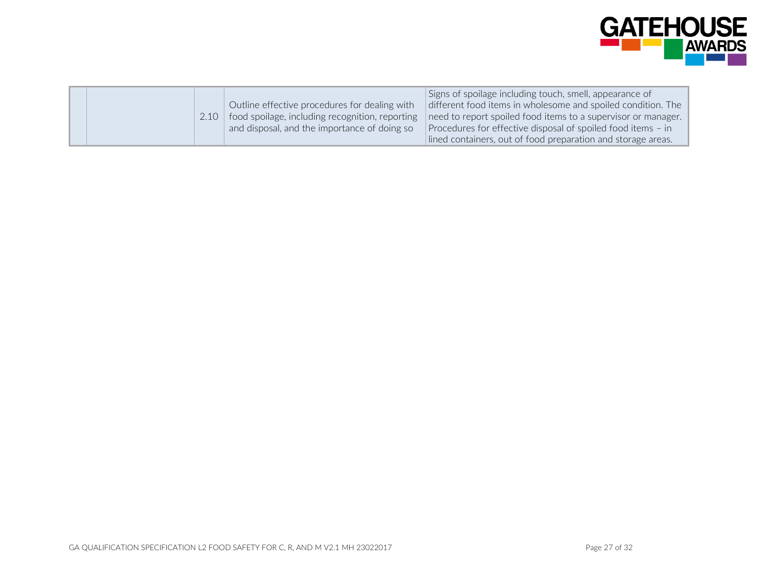|  |  |  |  |  |
|---|---|---|---|---|
|  |  | 2.10 | Outline effective procedures for dealing with food spoilage, including recognition, reporting and disposal, and the importance of doing so | Signs of spoilage including touch, smell, appearance of different food items in wholesome and spoiled condition. The need to report spoiled food items to a supervisor or manager. Procedures for effective disposal of spoiled food items – in lined containers, out of food preparation and storage areas. |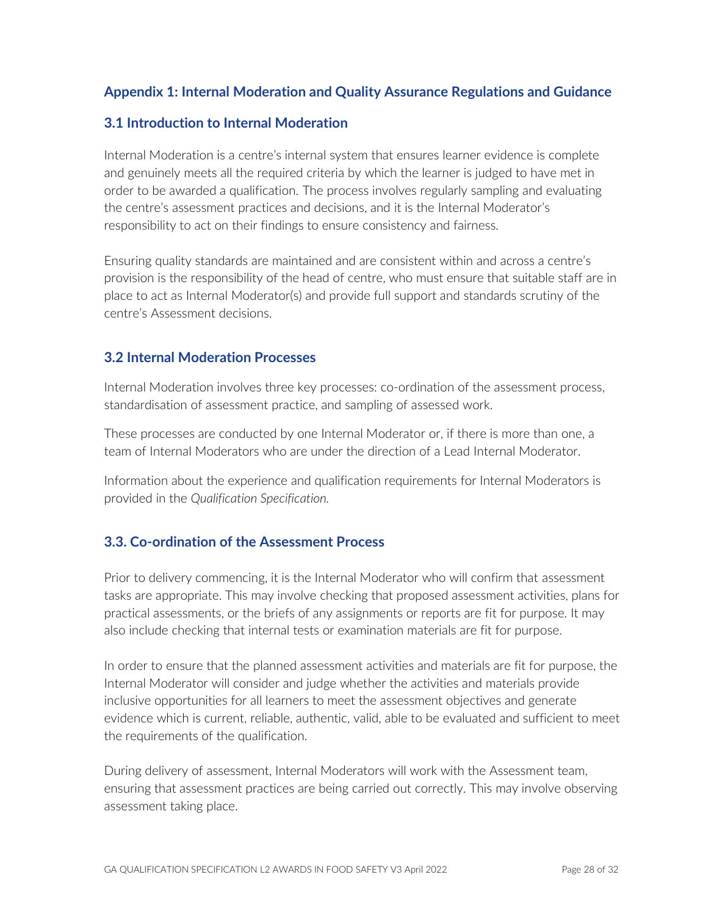## Appendix 1: Internal Moderation and Quality Assurance Regulations and Guidance

### 3.1 Introduction to Internal Moderation

Internal Moderation is a centre's internal system that ensures learner evidence is complete and genuinely meets all the required criteria by which the learner is judged to have met in order to be awarded a qualification. The process involves regularly sampling and evaluating the centre's assessment practices and decisions, and it is the Internal Moderator's responsibility to act on their findings to ensure consistency and fairness.

Ensuring quality standards are maintained and are consistent within and across a centre's provision is the responsibility of the head of centre, who must ensure that suitable staff are in place to act as Internal Moderator(s) and provide full support and standards scrutiny of the centre's Assessment decisions.

### 3.2 Internal Moderation Processes

Internal Moderation involves three key processes: co-ordination of the assessment process, standardisation of assessment practice, and sampling of assessed work.

These processes are conducted by one Internal Moderator or, if there is more than one, a team of Internal Moderators who are under the direction of a Lead Internal Moderator.

Information about the experience and qualification requirements for Internal Moderators is provided in the *Qualification Specification.*

### 3.3. Co-ordination of the Assessment Process

Prior to delivery commencing, it is the Internal Moderator who will confirm that assessment tasks are appropriate. This may involve checking that proposed assessment activities, plans for practical assessments, or the briefs of any assignments or reports are fit for purpose. It may also include checking that internal tests or examination materials are fit for purpose.

In order to ensure that the planned assessment activities and materials are fit for purpose, the Internal Moderator will consider and judge whether the activities and materials provide inclusive opportunities for all learners to meet the assessment objectives and generate evidence which is current, reliable, authentic, valid, able to be evaluated and sufficient to meet the requirements of the qualification.

During delivery of assessment, Internal Moderators will work with the Assessment team, ensuring that assessment practices are being carried out correctly. This may involve observing assessment taking place.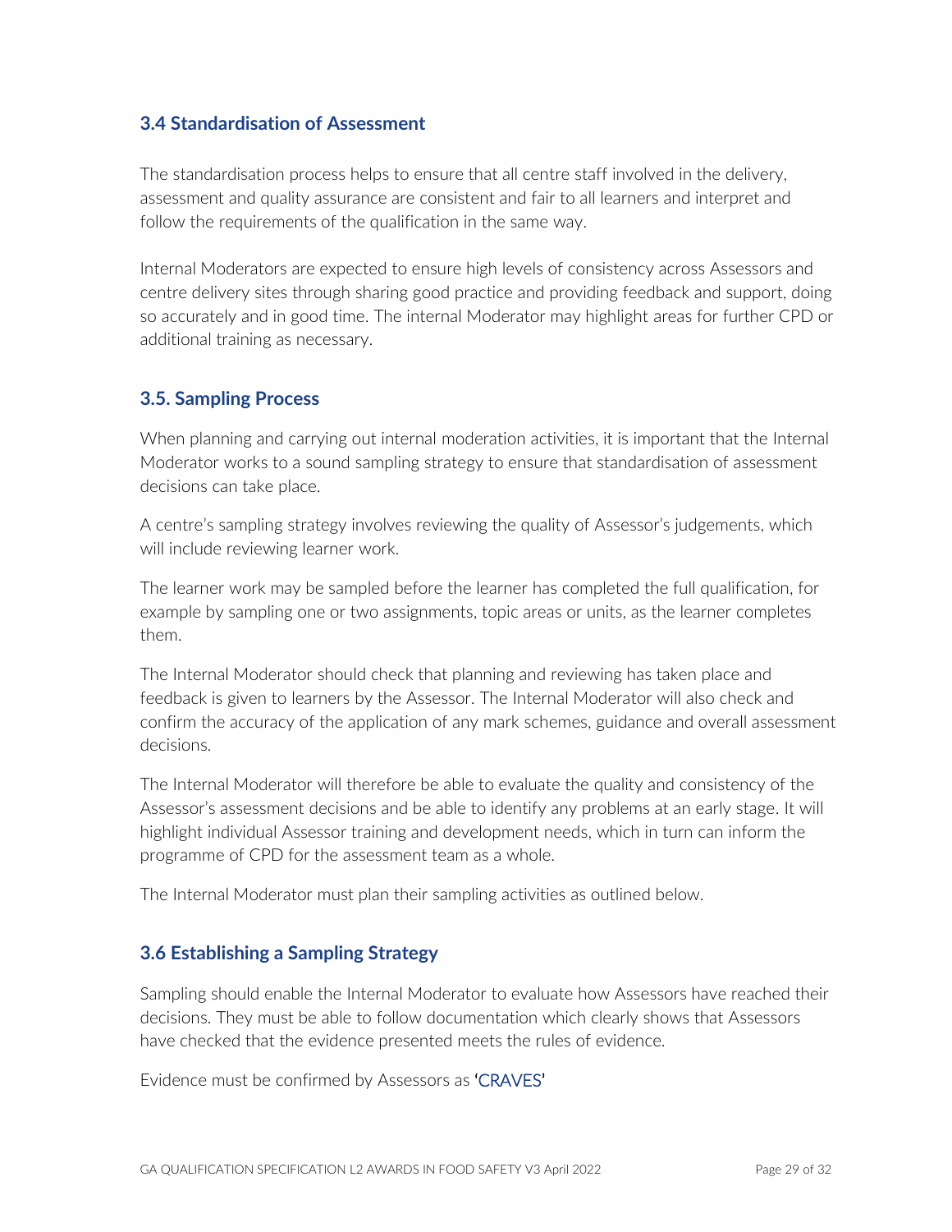### 3.4 Standardisation of Assessment

The standardisation process helps to ensure that all centre staff involved in the delivery, assessment and quality assurance are consistent and fair to all learners and interpret and follow the requirements of the qualification in the same way.

Internal Moderators are expected to ensure high levels of consistency across Assessors and centre delivery sites through sharing good practice and providing feedback and support, doing so accurately and in good time. The internal Moderator may highlight areas for further CPD or additional training as necessary.

### 3.5. Sampling Process

When planning and carrying out internal moderation activities, it is important that the Internal Moderator works to a sound sampling strategy to ensure that standardisation of assessment decisions can take place.

A centre's sampling strategy involves reviewing the quality of Assessor's judgements, which will include reviewing learner work.

The learner work may be sampled before the learner has completed the full qualification, for example by sampling one or two assignments, topic areas or units, as the learner completes them.

The Internal Moderator should check that planning and reviewing has taken place and feedback is given to learners by the Assessor. The Internal Moderator will also check and confirm the accuracy of the application of any mark schemes, guidance and overall assessment decisions.

The Internal Moderator will therefore be able to evaluate the quality and consistency of the Assessor's assessment decisions and be able to identify any problems at an early stage. It will highlight individual Assessor training and development needs, which in turn can inform the programme of CPD for the assessment team as a whole.

The Internal Moderator must plan their sampling activities as outlined below.

### 3.6 Establishing a Sampling Strategy

Sampling should enable the Internal Moderator to evaluate how Assessors have reached their decisions. They must be able to follow documentation which clearly shows that Assessors have checked that the evidence presented meets the rules of evidence.

Evidence must be confirmed by Assessors as 'CRAVES'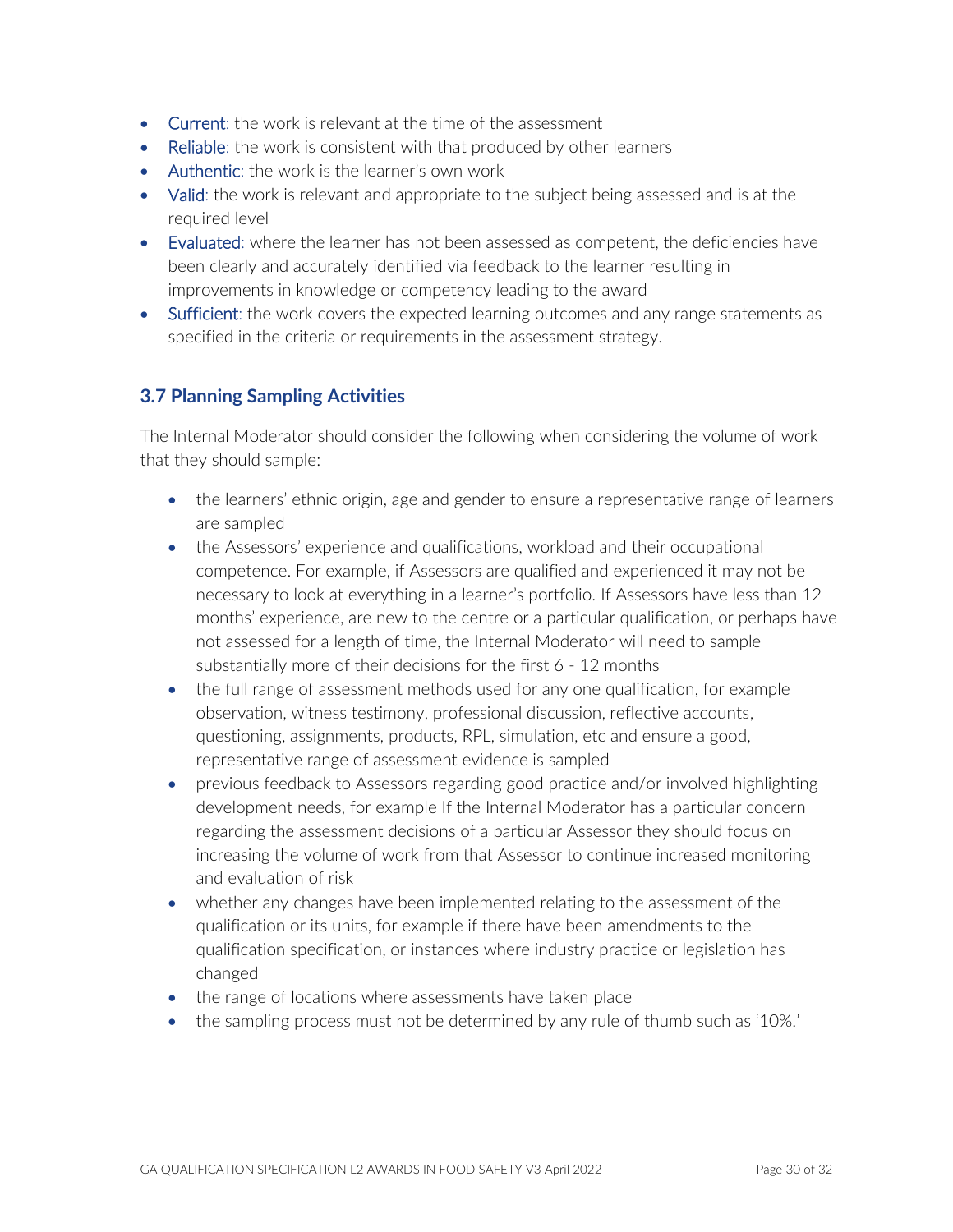- Current: the work is relevant at the time of the assessment
- Reliable: the work is consistent with that produced by other learners
- Authentic: the work is the learner's own work
- Valid: the work is relevant and appropriate to the subject being assessed and is at the required level
- Evaluated: where the learner has not been assessed as competent, the deficiencies have been clearly and accurately identified via feedback to the learner resulting in improvements in knowledge or competency leading to the award
- Sufficient: the work covers the expected learning outcomes and any range statements as specified in the criteria or requirements in the assessment strategy.

### 3.7 Planning Sampling Activities

The Internal Moderator should consider the following when considering the volume of work that they should sample:

- the learners' ethnic origin, age and gender to ensure a representative range of learners are sampled
- the Assessors' experience and qualifications, workload and their occupational competence. For example, if Assessors are qualified and experienced it may not be necessary to look at everything in a learner's portfolio. If Assessors have less than 12 months' experience, are new to the centre or a particular qualification, or perhaps have not assessed for a length of time, the Internal Moderator will need to sample substantially more of their decisions for the first 6 - 12 months
- the full range of assessment methods used for any one qualification, for example observation, witness testimony, professional discussion, reflective accounts, questioning, assignments, products, RPL, simulation, etc and ensure a good, representative range of assessment evidence is sampled
- previous feedback to Assessors regarding good practice and/or involved highlighting development needs, for example If the Internal Moderator has a particular concern regarding the assessment decisions of a particular Assessor they should focus on increasing the volume of work from that Assessor to continue increased monitoring and evaluation of risk
- whether any changes have been implemented relating to the assessment of the qualification or its units, for example if there have been amendments to the qualification specification, or instances where industry practice or legislation has changed
- the range of locations where assessments have taken place
- the sampling process must not be determined by any rule of thumb such as '10%.'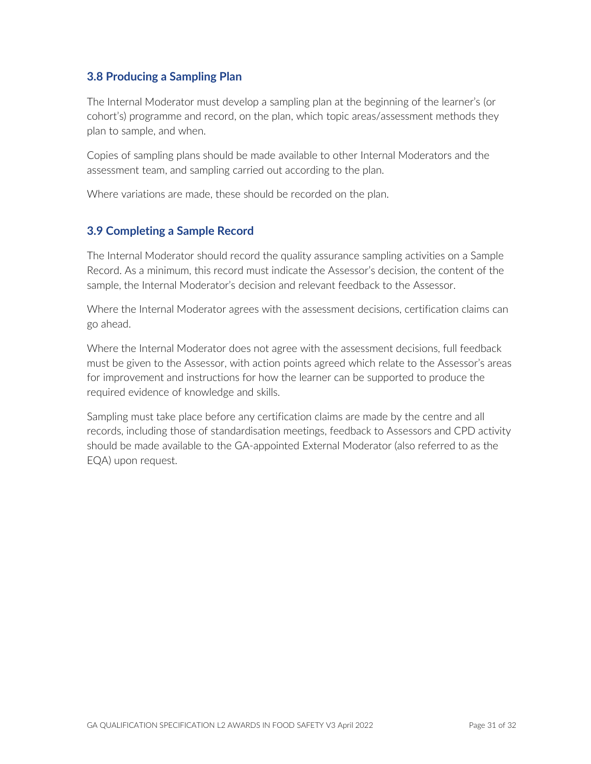### 3.8 Producing a Sampling Plan

The Internal Moderator must develop a sampling plan at the beginning of the learner's (or cohort's) programme and record, on the plan, which topic areas/assessment methods they plan to sample, and when.

Copies of sampling plans should be made available to other Internal Moderators and the assessment team, and sampling carried out according to the plan.

Where variations are made, these should be recorded on the plan.

### 3.9 Completing a Sample Record

The Internal Moderator should record the quality assurance sampling activities on a Sample Record. As a minimum, this record must indicate the Assessor's decision, the content of the sample, the Internal Moderator's decision and relevant feedback to the Assessor.

Where the Internal Moderator agrees with the assessment decisions, certification claims can go ahead.

Where the Internal Moderator does not agree with the assessment decisions, full feedback must be given to the Assessor, with action points agreed which relate to the Assessor's areas for improvement and instructions for how the learner can be supported to produce the required evidence of knowledge and skills.

Sampling must take place before any certification claims are made by the centre and all records, including those of standardisation meetings, feedback to Assessors and CPD activity should be made available to the GA-appointed External Moderator (also referred to as the EQA) upon request.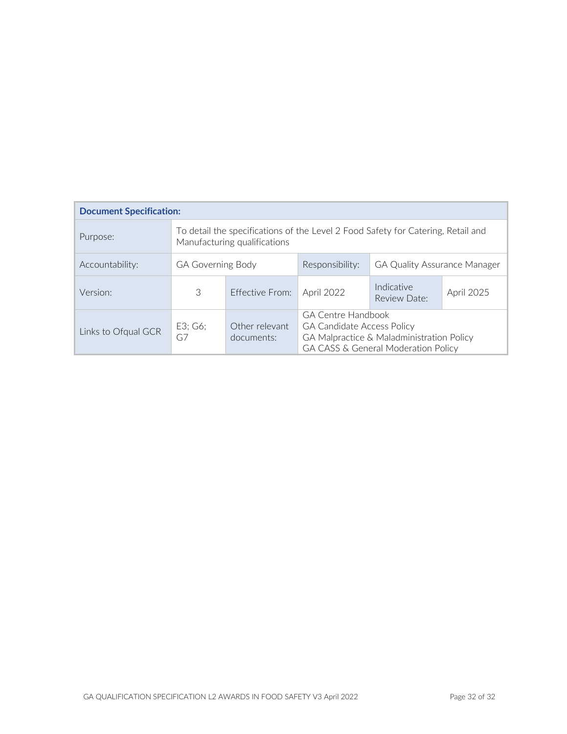| Document Specification: | | | | | |
|---|---|---|---|---|---|
| Purpose: | To detail the specifications of the Level 2 Food Safety for Catering, Retail and Manufacturing qualifications | | | | |
| Accountability: | GA Governing Body | | Responsibility: | GA Quality Assurance Manager | |
| Version: | 3 | Effective From: | April 2022 | Indicative Review Date: | April 2025 |
| Links to Ofqual GCR | E3; G6; G7 | Other relevant documents: | GA Centre Handbook<br>GA Candidate Access Policy<br>GA Malpractice & Maladministration Policy<br>GA CASS & General Moderation Policy | | |